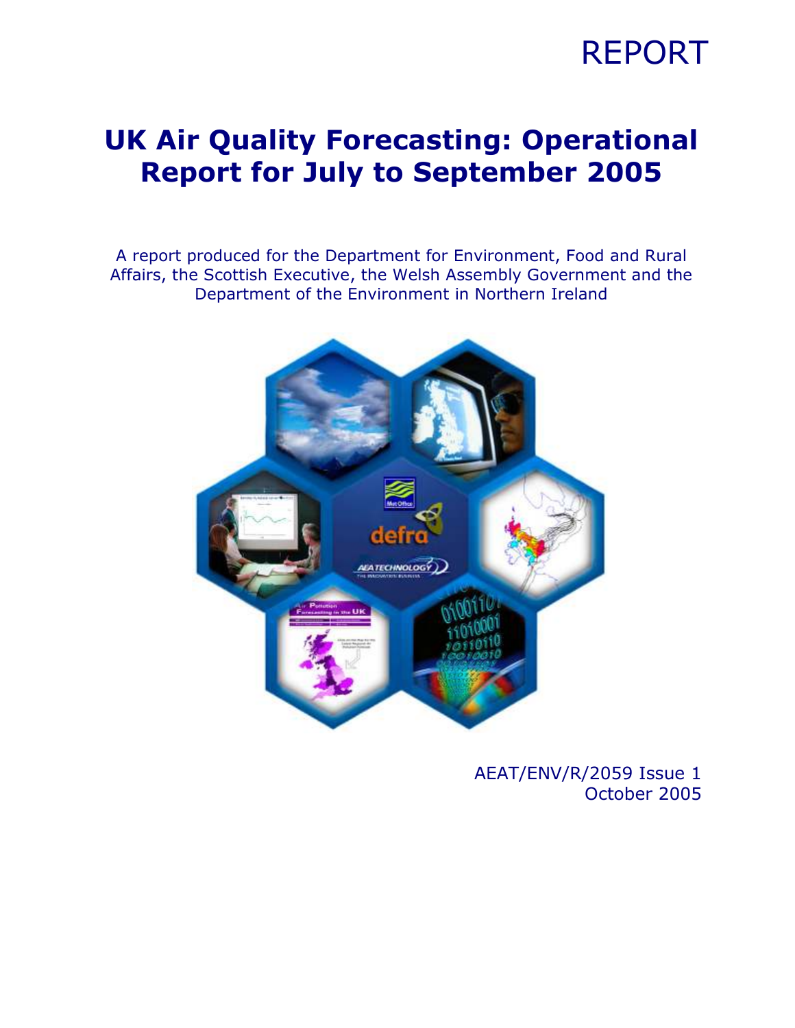REPORT

# UK Air Quality Forecasting: Operational Report for July to September 2005

A report produced for the Department for Environment, Food and Rural Affairs, the Scottish Executive, the Welsh Assembly Government and the Department of the Environment in Northern Ireland

AEAT/ENV/R/2059 Issue 1
October 2005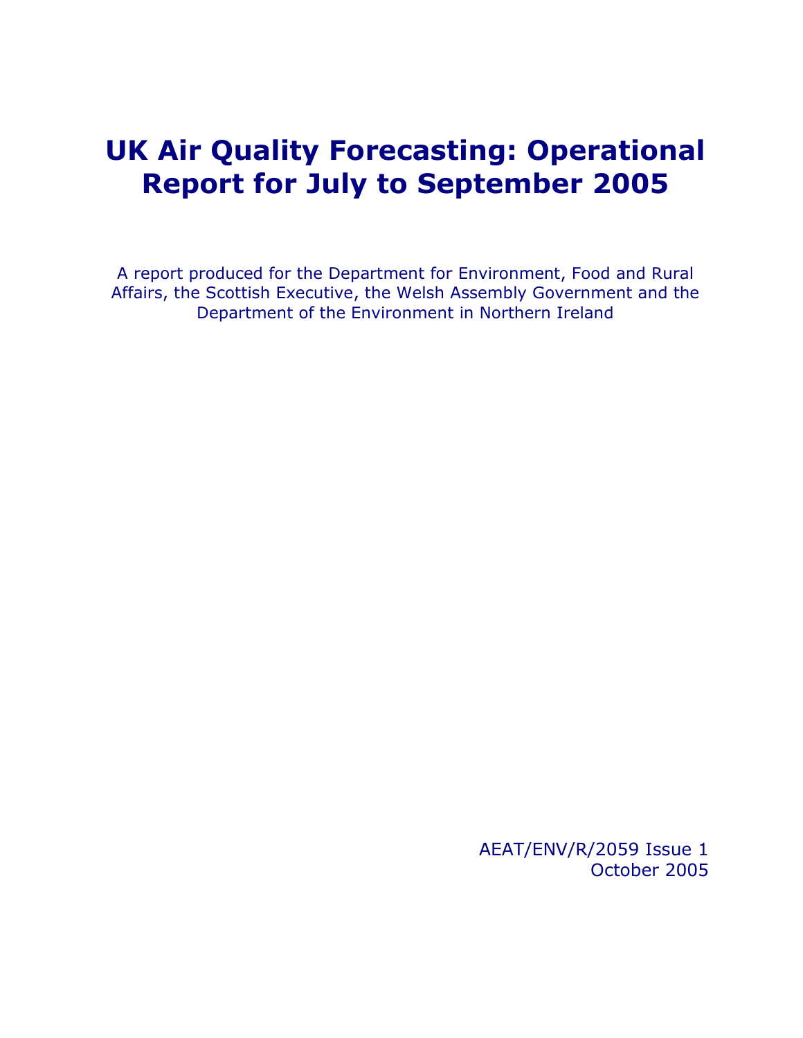# UK Air Quality Forecasting: Operational Report for July to September 2005

A report produced for the Department for Environment, Food and Rural Affairs, the Scottish Executive, the Welsh Assembly Government and the Department of the Environment in Northern Ireland

AEAT/ENV/R/2059 Issue 1
October 2005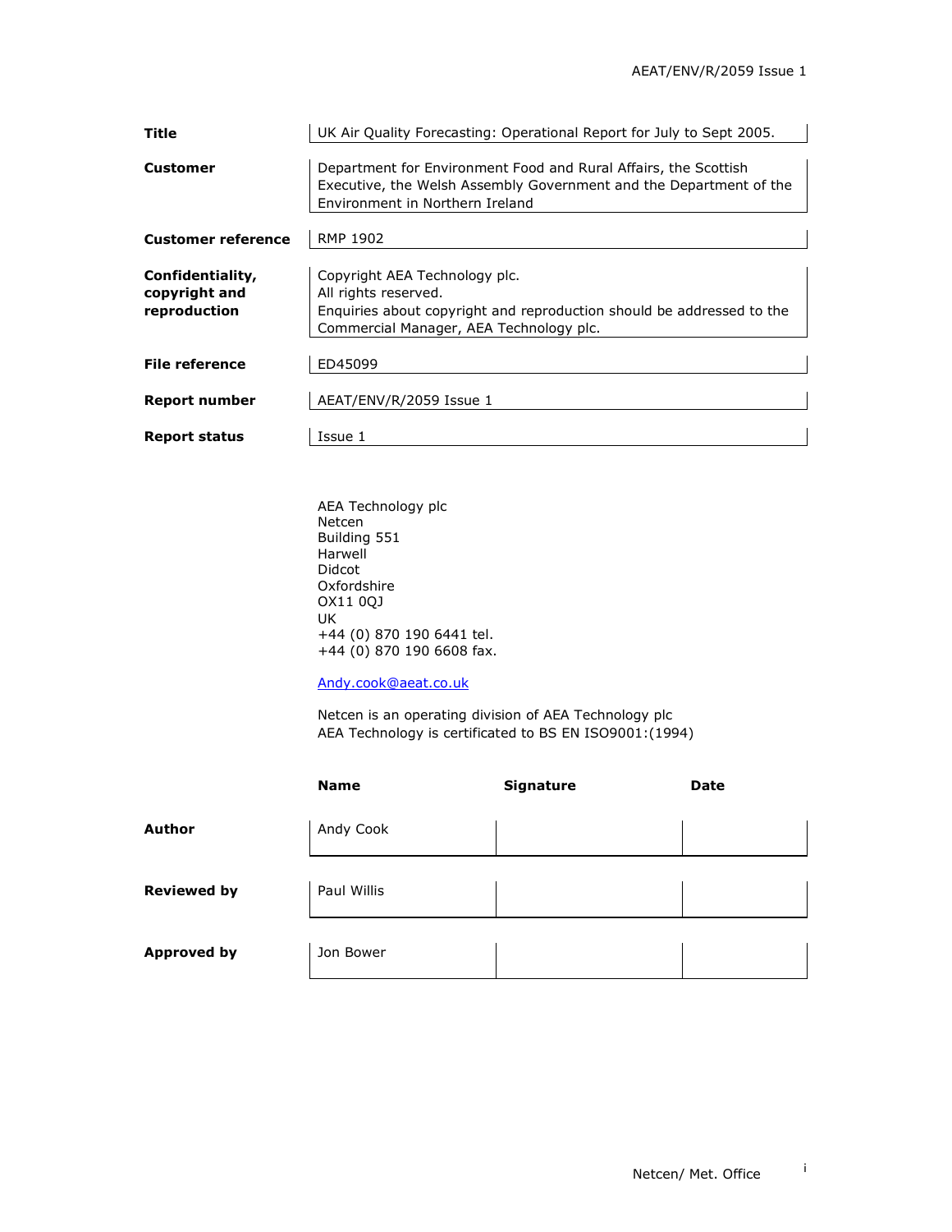| | |
|---|---|
| **Title** | UK Air Quality Forecasting: Operational Report for July to Sept 2005. |
| **Customer** | Department for Environment Food and Rural Affairs, the Scottish Executive, the Welsh Assembly Government and the Department of the Environment in Northern Ireland |
| **Customer reference** | RMP 1902 |
| **Confidentiality, copyright and reproduction** | Copyright AEA Technology plc. All rights reserved. Enquiries about copyright and reproduction should be addressed to the Commercial Manager, AEA Technology plc. |
| **File reference** | ED45099 |
| **Report number** | AEAT/ENV/R/2059 Issue 1 |
| **Report status** | Issue 1 |

AEA Technology plc
Netcen
Building 551
Harwell
Didcot
Oxfordshire
OX11 0QJ
UK
+44 (0) 870 190 6441 tel.
+44 (0) 870 190 6608 fax.

Andy.cook@aeat.co.uk

Netcen is an operating division of AEA Technology plc
AEA Technology is certificated to BS EN ISO9001:(1994)

| | Name | Signature | Date |
|---|---|---|---|
| **Author** | Andy Cook | | |
| **Reviewed by** | Paul Willis | | |
| **Approved by** | Jon Bower | | |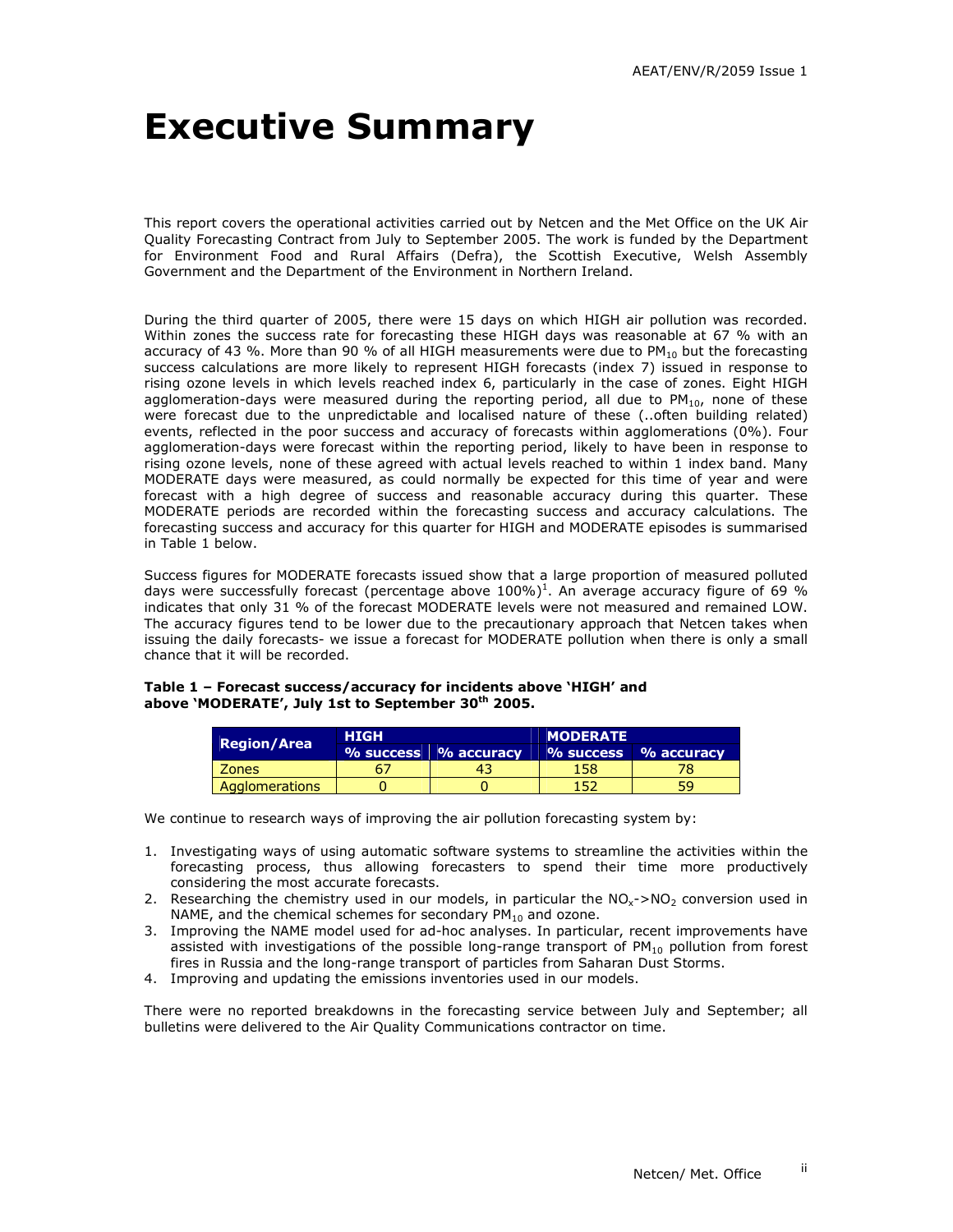// Executive Summary

This report covers the operational activities carried out by Netcen and the Met Office on the UK Air Quality Forecasting Contract from July to September 2005. The work is funded by the Department for Environment Food and Rural Affairs (Defra), the Scottish Executive, Welsh Assembly Government and the Department of the Environment in Northern Ireland.

During the third quarter of 2005, there were 15 days on which HIGH air pollution was recorded. Within zones the success rate for forecasting these HIGH days was reasonable at 67 % with an accuracy of 43 %. More than 90 % of all HIGH measurements were due to $PM_{10}$ but the forecasting success calculations are more likely to represent HIGH forecasts (index 7) issued in response to rising ozone levels in which levels reached index 6, particularly in the case of zones. Eight HIGH agglomeration-days were measured during the reporting period, all due to $PM_{10}$, none of these were forecast due to the unpredictable and localised nature of these (..often building related) events, reflected in the poor success and accuracy of forecasts within agglomerations (0%). Four agglomeration-days were forecast within the reporting period, likely to have been in response to rising ozone levels, none of these agreed with actual levels reached to within 1 index band. Many MODERATE days were measured, as could normally be expected for this time of year and were forecast with a high degree of success and reasonable accuracy during this quarter. These MODERATE periods are recorded within the forecasting success and accuracy calculations. The forecasting success and accuracy for this quarter for HIGH and MODERATE episodes is summarised in Table 1 below.

Success figures for MODERATE forecasts issued show that a large proportion of measured polluted days were successfully forecast (percentage above 100%)[1]. An average accuracy figure of 69 % indicates that only 31 % of the forecast MODERATE levels were not measured and remained LOW. The accuracy figures tend to be lower due to the precautionary approach that Netcen takes when issuing the daily forecasts- we issue a forecast for MODERATE pollution when there is only a small chance that it will be recorded.

**Table 1 – Forecast success/accuracy for incidents above 'HIGH' and above 'MODERATE', July 1st to September 30th 2005.**

| Region/Area | HIGH | | MODERATE | |
|---|---|---|---|---|
| | % success | % accuracy | % success | % accuracy |
| Zones | 67 | 43 | 158 | 78 |
| Agglomerations | 0 | 0 | 152 | 59 |

We continue to research ways of improving the air pollution forecasting system by:

1. Investigating ways of using automatic software systems to streamline the activities within the forecasting process, thus allowing forecasters to spend their time more productively considering the most accurate forecasts.
2. Researching the chemistry used in our models, in particular the $NO_x$->$NO_2$ conversion used in NAME, and the chemical schemes for secondary $PM_{10}$ and ozone.
3. Improving the NAME model used for ad-hoc analyses. In particular, recent improvements have assisted with investigations of the possible long-range transport of $PM_{10}$ pollution from forest fires in Russia and the long-range transport of particles from Saharan Dust Storms.
4. Improving and updating the emissions inventories used in our models.

There were no reported breakdowns in the forecasting service between July and September; all bulletins were delivered to the Air Quality Communications contractor on time.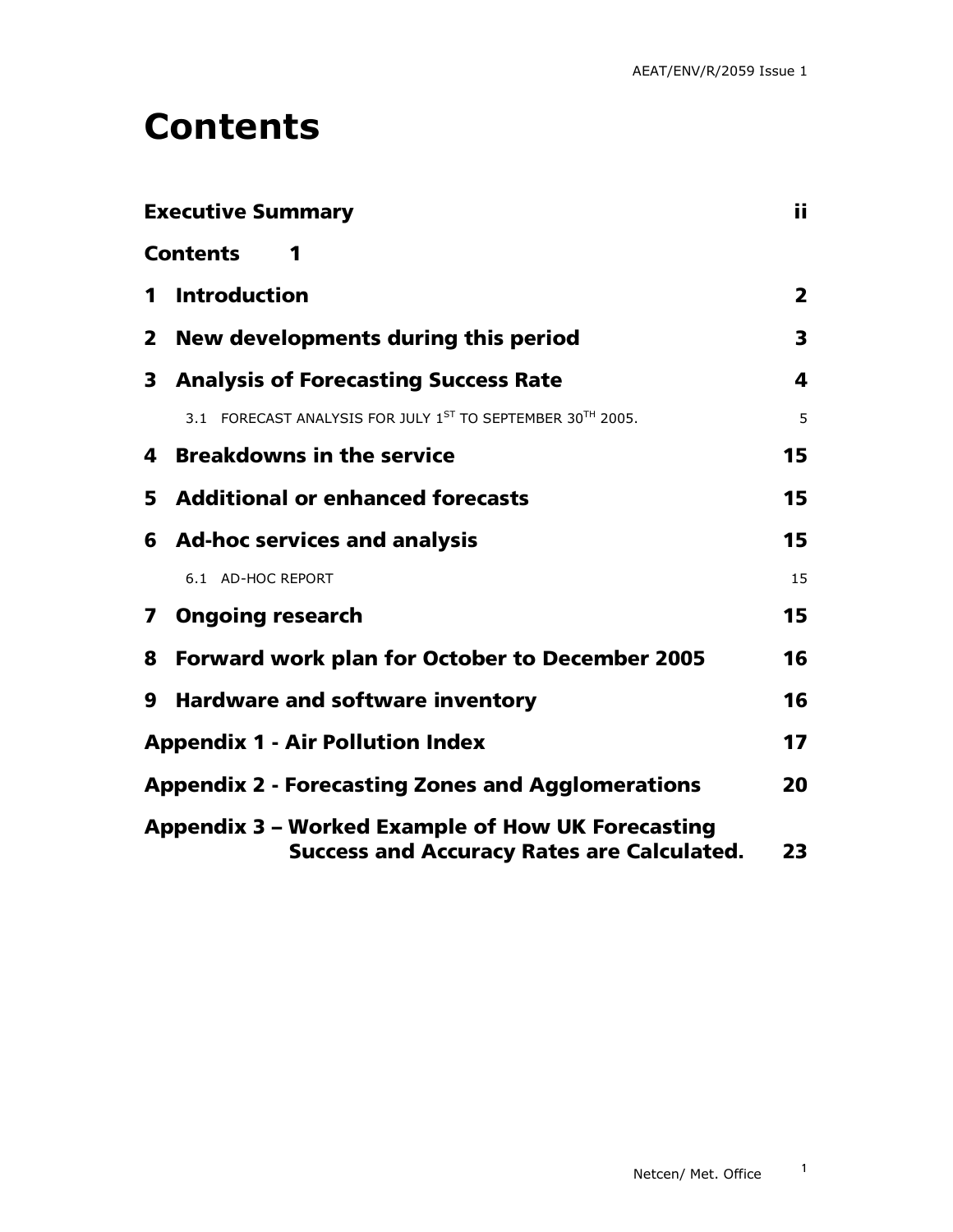# Contents

| | |
|---|---|
| **Executive Summary** | **ii** |
| **Contents 1** | |
| **1 Introduction** | **2** |
| **2 New developments during this period** | **3** |
| **3 Analysis of Forecasting Success Rate** | **4** |
| 3.1 FORECAST ANALYSIS FOR JULY 1ST TO SEPTEMBER 30TH 2005. | 5 |
| **4 Breakdowns in the service** | **15** |
| **5 Additional or enhanced forecasts** | **15** |
| **6 Ad-hoc services and analysis** | **15** |
| 6.1 AD-HOC REPORT | 15 |
| **7 Ongoing research** | **15** |
| **8 Forward work plan for October to December 2005** | **16** |
| **9 Hardware and software inventory** | **16** |
| **Appendix 1 - Air Pollution Index** | **17** |
| **Appendix 2 - Forecasting Zones and Agglomerations** | **20** |
| **Appendix 3 – Worked Example of How UK Forecasting Success and Accuracy Rates are Calculated.** | **23** |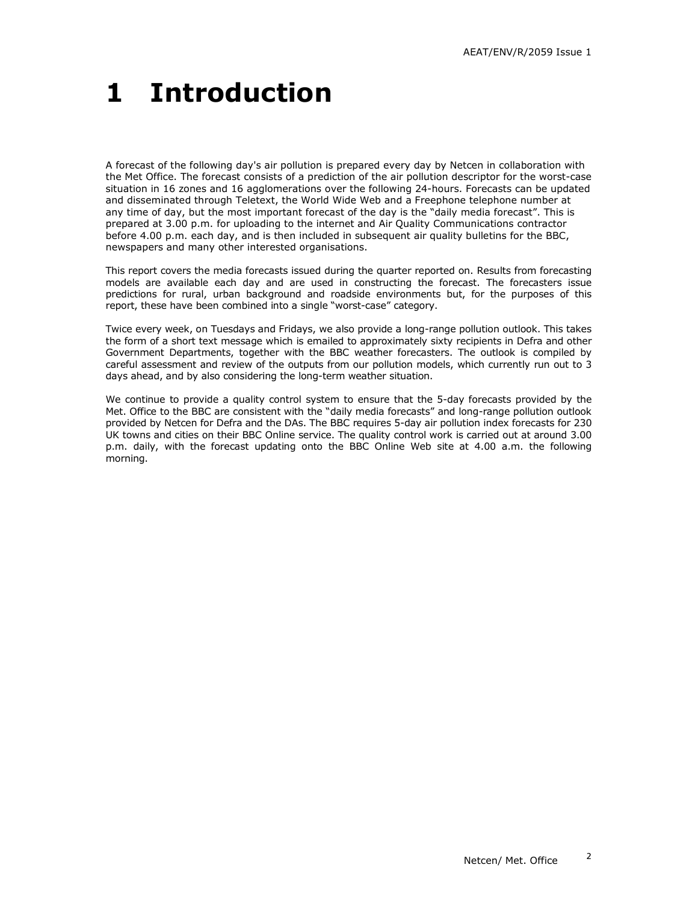# 1 Introduction

A forecast of the following day's air pollution is prepared every day by Netcen in collaboration with the Met Office. The forecast consists of a prediction of the air pollution descriptor for the worst-case situation in 16 zones and 16 agglomerations over the following 24-hours. Forecasts can be updated and disseminated through Teletext, the World Wide Web and a Freephone telephone number at any time of day, but the most important forecast of the day is the "daily media forecast". This is prepared at 3.00 p.m. for uploading to the internet and Air Quality Communications contractor before 4.00 p.m. each day, and is then included in subsequent air quality bulletins for the BBC, newspapers and many other interested organisations.

This report covers the media forecasts issued during the quarter reported on. Results from forecasting models are available each day and are used in constructing the forecast. The forecasters issue predictions for rural, urban background and roadside environments but, for the purposes of this report, these have been combined into a single "worst-case" category.

Twice every week, on Tuesdays and Fridays, we also provide a long-range pollution outlook. This takes the form of a short text message which is emailed to approximately sixty recipients in Defra and other Government Departments, together with the BBC weather forecasters. The outlook is compiled by careful assessment and review of the outputs from our pollution models, which currently run out to 3 days ahead, and by also considering the long-term weather situation.

We continue to provide a quality control system to ensure that the 5-day forecasts provided by the Met. Office to the BBC are consistent with the "daily media forecasts" and long-range pollution outlook provided by Netcen for Defra and the DAs. The BBC requires 5-day air pollution index forecasts for 230 UK towns and cities on their BBC Online service. The quality control work is carried out at around 3.00 p.m. daily, with the forecast updating onto the BBC Online Web site at 4.00 a.m. the following morning.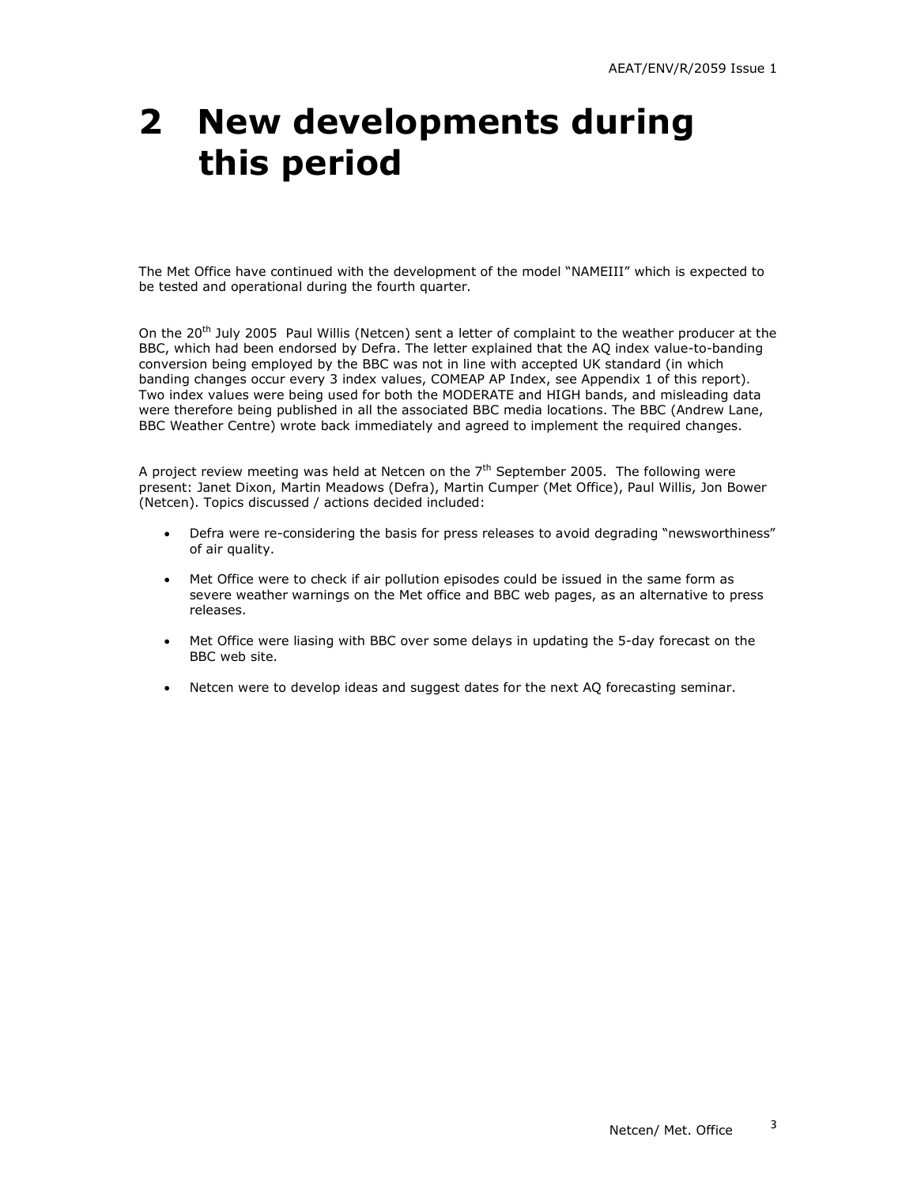# 2 New developments during this period

The Met Office have continued with the development of the model "NAMEIII" which is expected to be tested and operational during the fourth quarter.

On the 20th July 2005 Paul Willis (Netcen) sent a letter of complaint to the weather producer at the BBC, which had been endorsed by Defra. The letter explained that the AQ index value-to-banding conversion being employed by the BBC was not in line with accepted UK standard (in which banding changes occur every 3 index values, COMEAP AP Index, see Appendix 1 of this report). Two index values were being used for both the MODERATE and HIGH bands, and misleading data were therefore being published in all the associated BBC media locations. The BBC (Andrew Lane, BBC Weather Centre) wrote back immediately and agreed to implement the required changes.

A project review meeting was held at Netcen on the 7th September 2005. The following were present: Janet Dixon, Martin Meadows (Defra), Martin Cumper (Met Office), Paul Willis, Jon Bower (Netcen). Topics discussed / actions decided included:

- Defra were re-considering the basis for press releases to avoid degrading "newsworthiness" of air quality.
- Met Office were to check if air pollution episodes could be issued in the same form as severe weather warnings on the Met office and BBC web pages, as an alternative to press releases.
- Met Office were liasing with BBC over some delays in updating the 5-day forecast on the BBC web site.
- Netcen were to develop ideas and suggest dates for the next AQ forecasting seminar.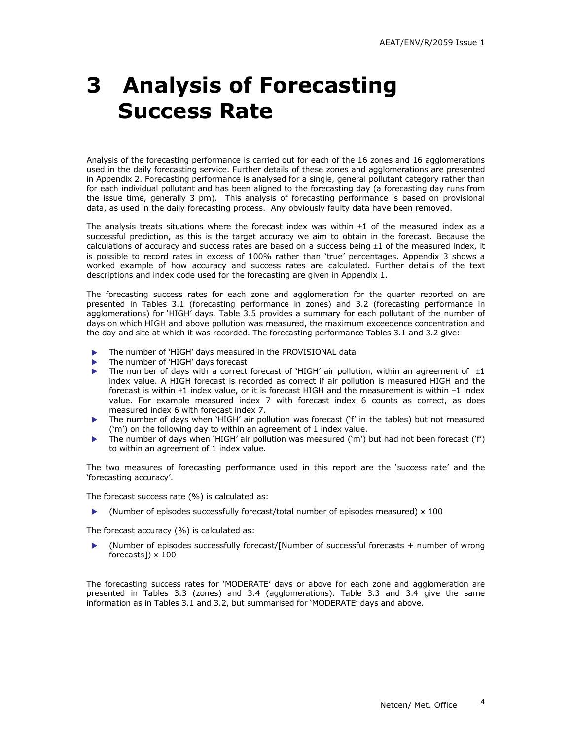# 3 Analysis of Forecasting Success Rate

Analysis of the forecasting performance is carried out for each of the 16 zones and 16 agglomerations used in the daily forecasting service. Further details of these zones and agglomerations are presented in Appendix 2. Forecasting performance is analysed for a single, general pollutant category rather than for each individual pollutant and has been aligned to the forecasting day (a forecasting day runs from the issue time, generally 3 pm). This analysis of forecasting performance is based on provisional data, as used in the daily forecasting process. Any obviously faulty data have been removed.

The analysis treats situations where the forecast index was within ±1 of the measured index as a successful prediction, as this is the target accuracy we aim to obtain in the forecast. Because the calculations of accuracy and success rates are based on a success being ±1 of the measured index, it is possible to record rates in excess of 100% rather than 'true' percentages. Appendix 3 shows a worked example of how accuracy and success rates are calculated. Further details of the text descriptions and index code used for the forecasting are given in Appendix 1.

The forecasting success rates for each zone and agglomeration for the quarter reported on are presented in Tables 3.1 (forecasting performance in zones) and 3.2 (forecasting performance in agglomerations) for 'HIGH' days. Table 3.5 provides a summary for each pollutant of the number of days on which HIGH and above pollution was measured, the maximum exceedence concentration and the day and site at which it was recorded. The forecasting performance Tables 3.1 and 3.2 give:

- The number of 'HIGH' days measured in the PROVISIONAL data
- The number of 'HIGH' days forecast
- The number of days with a correct forecast of 'HIGH' air pollution, within an agreement of ±1 index value. A HIGH forecast is recorded as correct if air pollution is measured HIGH and the forecast is within ±1 index value, or it is forecast HIGH and the measurement is within ±1 index value. For example measured index 7 with forecast index 6 counts as correct, as does measured index 6 with forecast index 7.
- The number of days when 'HIGH' air pollution was forecast ('f' in the tables) but not measured ('m') on the following day to within an agreement of 1 index value.
- The number of days when 'HIGH' air pollution was measured ('m') but had not been forecast ('f') to within an agreement of 1 index value.

The two measures of forecasting performance used in this report are the 'success rate' and the 'forecasting accuracy'.

The forecast success rate (%) is calculated as:

- (Number of episodes successfully forecast/total number of episodes measured) x 100

The forecast accuracy (%) is calculated as:

- (Number of episodes successfully forecast/[Number of successful forecasts + number of wrong forecasts]) x 100

The forecasting success rates for 'MODERATE' days or above for each zone and agglomeration are presented in Tables 3.3 (zones) and 3.4 (agglomerations). Table 3.3 and 3.4 give the same information as in Tables 3.1 and 3.2, but summarised for 'MODERATE' days and above.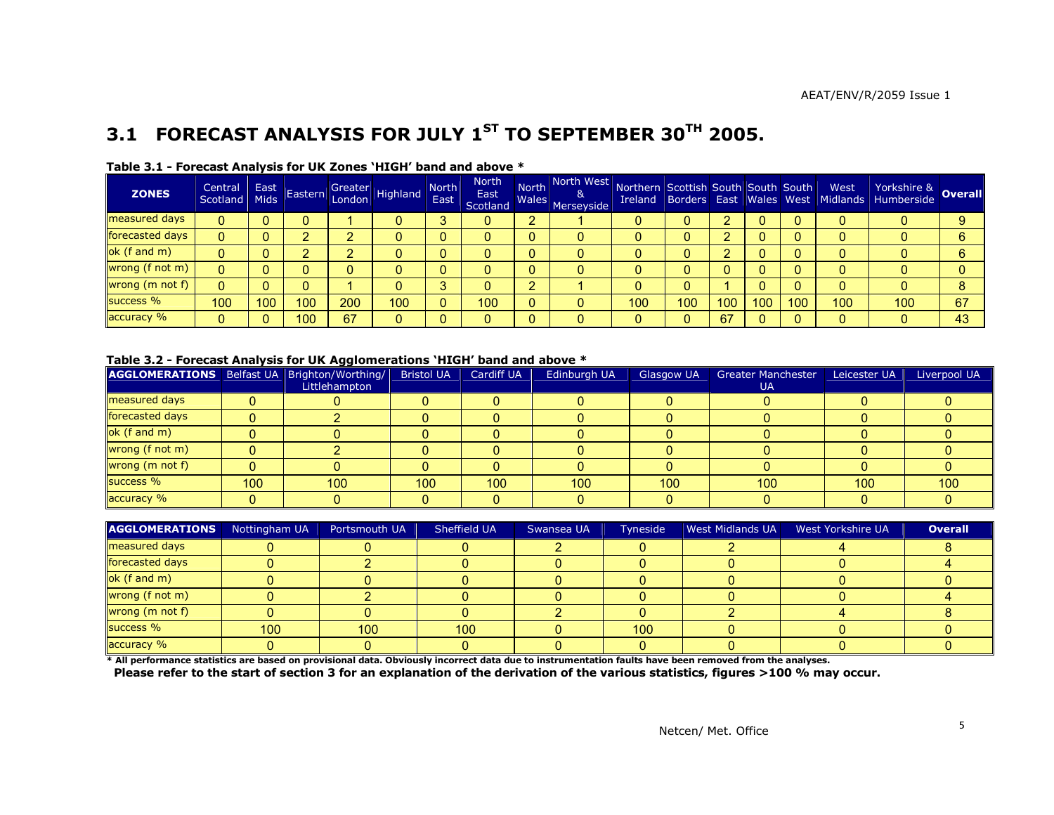## 3.1 FORECAST ANALYSIS FOR JULY 1$^{ST}$ TO SEPTEMBER 30$^{TH}$ 2005.

**Table 3.1 - Forecast Analysis for UK Zones 'HIGH' band and above ***

| ZONES | Central Scotland | East Mids | Eastern | Greater London | Highland | North East | North East Scotland | North Wales | North West & Merseyside | Northern Ireland | Scottish Borders | South East | South Wales | South West | West Midlands | Yorkshire & Humberside | Overall |
|---|---|---|---|---|---|---|---|---|---|---|---|---|---|---|---|---|---|
| measured days | 0 | 0 | 0 | 1 | 0 | 3 | 0 | 2 | 1 | 0 | 0 | 2 | 0 | 0 | 0 | 0 | 9 |
| forecasted days | 0 | 0 | 2 | 2 | 0 | 0 | 0 | 0 | 0 | 0 | 0 | 2 | 0 | 0 | 0 | 0 | 6 |
| ok (f and m) | 0 | 0 | 2 | 2 | 0 | 0 | 0 | 0 | 0 | 0 | 0 | 2 | 0 | 0 | 0 | 0 | 6 |
| wrong (f not m) | 0 | 0 | 0 | 0 | 0 | 0 | 0 | 0 | 0 | 0 | 0 | 0 | 0 | 0 | 0 | 0 | 0 |
| wrong (m not f) | 0 | 0 | 0 | 1 | 0 | 3 | 0 | 2 | 1 | 0 | 0 | 1 | 0 | 0 | 0 | 0 | 8 |
| success % | 100 | 100 | 100 | 200 | 100 | 0 | 100 | 0 | 0 | 100 | 100 | 100 | 100 | 100 | 100 | 100 | 67 |
| accuracy % | 0 | 0 | 100 | 67 | 0 | 0 | 0 | 0 | 0 | 0 | 0 | 67 | 0 | 0 | 0 | 0 | 43 |

**Table 3.2 - Forecast Analysis for UK Agglomerations 'HIGH' band and above ***

| AGGLOMERATIONS | Belfast UA | Brighton/Worthing/ Littlehampton | Bristol UA | Cardiff UA | Edinburgh UA | Glasgow UA | Greater Manchester UA | Leicester UA | Liverpool UA |
|---|---|---|---|---|---|---|---|---|---|
| measured days | 0 | 0 | 0 | 0 | 0 | 0 | 0 | 0 | 0 |
| forecasted days | 0 | 2 | 0 | 0 | 0 | 0 | 0 | 0 | 0 |
| ok (f and m) | 0 | 0 | 0 | 0 | 0 | 0 | 0 | 0 | 0 |
| wrong (f not m) | 0 | 2 | 0 | 0 | 0 | 0 | 0 | 0 | 0 |
| wrong (m not f) | 0 | 0 | 0 | 0 | 0 | 0 | 0 | 0 | 0 |
| success % | 100 | 100 | 100 | 100 | 100 | 100 | 100 | 100 | 100 |
| accuracy % | 0 | 0 | 0 | 0 | 0 | 0 | 0 | 0 | 0 |

| AGGLOMERATIONS | Nottingham UA | Portsmouth UA | Sheffield UA | Swansea UA | Tyneside | West Midlands UA | West Yorkshire UA | Overall |
|---|---|---|---|---|---|---|---|---|
| measured days | 0 | 0 | 0 | 2 | 0 | 2 | 4 | 8 |
| forecasted days | 0 | 2 | 0 | 0 | 0 | 0 | 0 | 4 |
| ok (f and m) | 0 | 0 | 0 | 0 | 0 | 0 | 0 | 0 |
| wrong (f not m) | 0 | 2 | 0 | 0 | 0 | 0 | 0 | 4 |
| wrong (m not f) | 0 | 0 | 0 | 2 | 0 | 2 | 4 | 8 |
| success % | 100 | 100 | 100 | 0 | 100 | 0 | 0 | 0 |
| accuracy % | 0 | 0 | 0 | 0 | 0 | 0 | 0 | 0 |

*** All performance statistics are based on provisional data. Obviously incorrect data due to instrumentation faults have been removed from the analyses.**
**Please refer to the start of section 3 for an explanation of the derivation of the various statistics, figures >100 % may occur.**

Netcen/ Met. Office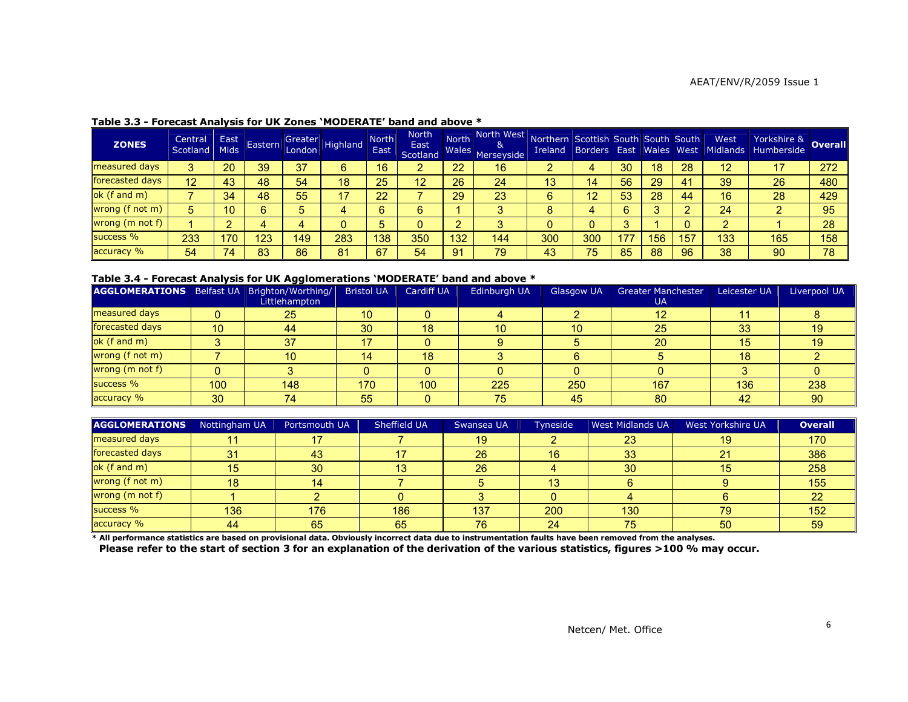**Table 3.3 - Forecast Analysis for UK Zones 'MODERATE' band and above ***

| ZONES | Central Scotland | East Mids | Eastern | Greater London | Highland | North East | North East Scotland | North Wales | North West & Merseyside | Northern Ireland | Scottish Borders | South East | South Wales | South West | West Midlands | Yorkshire & Humberside | Overall |
|---|---|---|---|---|---|---|---|---|---|---|---|---|---|---|---|---|---|
| measured days | 3 | 20 | 39 | 37 | 6 | 16 | 2 | 22 | 16 | 2 | 4 | 30 | 18 | 28 | 12 | 17 | 272 |
| forecasted days | 12 | 43 | 48 | 54 | 18 | 25 | 12 | 26 | 24 | 13 | 14 | 56 | 29 | 41 | 39 | 26 | 480 |
| ok (f and m) | 7 | 34 | 48 | 55 | 17 | 22 | 7 | 29 | 23 | 6 | 12 | 53 | 28 | 44 | 16 | 28 | 429 |
| wrong (f not m) | 5 | 10 | 6 | 5 | 4 | 6 | 6 | 1 | 3 | 8 | 4 | 6 | 3 | 2 | 24 | 2 | 95 |
| wrong (m not f) | 1 | 2 | 4 | 4 | 0 | 5 | 0 | 2 | 3 | 0 | 0 | 3 | 1 | 0 | 2 | 1 | 28 |
| success % | 233 | 170 | 123 | 149 | 283 | 138 | 350 | 132 | 144 | 300 | 300 | 177 | 156 | 157 | 133 | 165 | 158 |
| accuracy % | 54 | 74 | 83 | 86 | 81 | 67 | 54 | 91 | 79 | 43 | 75 | 85 | 88 | 96 | 38 | 90 | 78 |

**Table 3.4 - Forecast Analysis for UK Agglomerations 'MODERATE' band and above ***

| AGGLOMERATIONS | Belfast UA | Brighton/Worthing/ Littlehampton | Bristol UA | Cardiff UA | Edinburgh UA | Glasgow UA | Greater Manchester UA | Leicester UA | Liverpool UA |
|---|---|---|---|---|---|---|---|---|---|
| measured days | 0 | 25 | 10 | 0 | 4 | 2 | 12 | 11 | 8 |
| forecasted days | 10 | 44 | 30 | 18 | 10 | 10 | 25 | 33 | 19 |
| ok (f and m) | 3 | 37 | 17 | 0 | 9 | 5 | 20 | 15 | 19 |
| wrong (f not m) | 7 | 10 | 14 | 18 | 3 | 6 | 5 | 18 | 2 |
| wrong (m not f) | 0 | 3 | 0 | 0 | 0 | 0 | 0 | 3 | 0 |
| success % | 100 | 148 | 170 | 100 | 225 | 250 | 167 | 136 | 238 |
| accuracy % | 30 | 74 | 55 | 0 | 75 | 45 | 80 | 42 | 90 |

| AGGLOMERATIONS | Nottingham UA | Portsmouth UA | Sheffield UA | Swansea UA | Tyneside | West Midlands UA | West Yorkshire UA | Overall |
|---|---|---|---|---|---|---|---|---|
| measured days | 11 | 17 | 7 | 19 | 2 | 23 | 19 | 170 |
| forecasted days | 31 | 43 | 17 | 26 | 16 | 33 | 21 | 386 |
| ok (f and m) | 15 | 30 | 13 | 26 | 4 | 30 | 15 | 258 |
| wrong (f not m) | 18 | 14 | 7 | 5 | 13 | 6 | 9 | 155 |
| wrong (m not f) | 1 | 2 | 0 | 3 | 0 | 4 | 6 | 22 |
| success % | 136 | 176 | 186 | 137 | 200 | 130 | 79 | 152 |
| accuracy % | 44 | 65 | 65 | 76 | 24 | 75 | 50 | 59 |

**\* All performance statistics are based on provisional data. Obviously incorrect data due to instrumentation faults have been removed from the analyses.**
**Please refer to the start of section 3 for an explanation of the derivation of the various statistics, figures >100 % may occur.**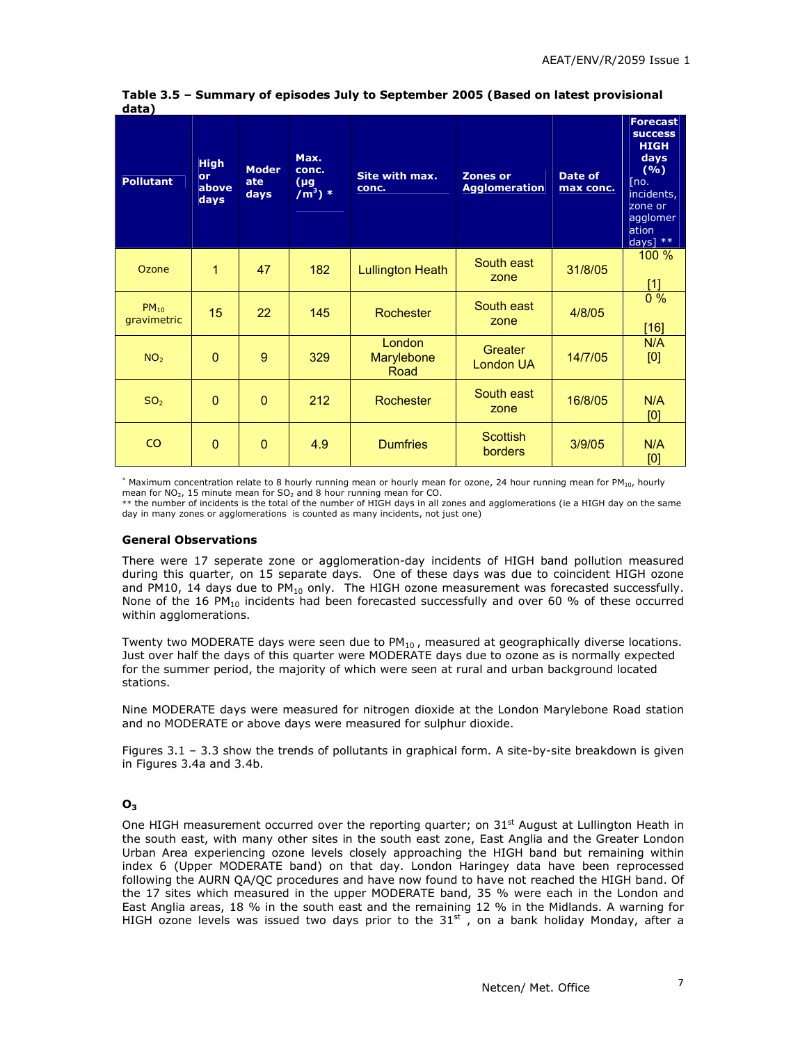**Table 3.5 – Summary of episodes July to September 2005 (Based on latest provisional data)**

| Pollutant | High or above days | Moderate days | Max. conc. (µg /m$^3$) * | Site with max. conc. | Zones or Agglomeration | Date of max conc. | Forecast success HIGH days (%) [no. incidents, zone or agglomeration days] ** |
|---|---|---|---|---|---|---|---|
| Ozone | 1 | 47 | 182 | Lullington Heath | South east zone | 31/8/05 | 100 % [1] |
| $PM_{10}$ gravimetric | 15 | 22 | 145 | Rochester | South east zone | 4/8/05 | 0 % [16] |
| $NO_2$ | 0 | 9 | 329 | London Marylebone Road | Greater London UA | 14/7/05 | N/A [0] |
| $SO_2$ | 0 | 0 | 212 | Rochester | South east zone | 16/8/05 | N/A [0] |
| CO | 0 | 0 | 4.9 | Dumfries | Scottish borders | 3/9/05 | N/A [0] |

* Maximum concentration relate to 8 hourly running mean or hourly mean for ozone, 24 hour running mean for $PM_{10}$, hourly mean for $NO_2$, 15 minute mean for $SO_2$ and 8 hour running mean for CO.
** the number of incidents is the total of the number of HIGH days in all zones and agglomerations (ie a HIGH day on the same day in many zones or agglomerations is counted as many incidents, not just one)

### General Observations

There were 17 seperate zone or agglomeration-day incidents of HIGH band pollution measured during this quarter, on 15 separate days. One of these days was due to coincident HIGH ozone and PM10, 14 days due to $PM_{10}$ only. The HIGH ozone measurement was forecasted successfully. None of the 16 $PM_{10}$ incidents had been forecasted successfully and over 60 % of these occurred within agglomerations.

Twenty two MODERATE days were seen due to $PM_{10}$, measured at geographically diverse locations. Just over half the days of this quarter were MODERATE days due to ozone as is normally expected for the summer period, the majority of which were seen at rural and urban background located stations.

Nine MODERATE days were measured for nitrogen dioxide at the London Marylebone Road station and no MODERATE or above days were measured for sulphur dioxide.

Figures 3.1 – 3.3 show the trends of pollutants in graphical form. A site-by-site breakdown is given in Figures 3.4a and 3.4b.

### $O_3$

One HIGH measurement occurred over the reporting quarter; on 31st August at Lullington Heath in the south east, with many other sites in the south east zone, East Anglia and the Greater London Urban Area experiencing ozone levels closely approaching the HIGH band but remaining within index 6 (Upper MODERATE band) on that day. London Haringey data have been reprocessed following the AURN QA/QC procedures and have now found to have not reached the HIGH band. Of the 17 sites which measured in the upper MODERATE band, 35 % were each in the London and East Anglia areas, 18 % in the south east and the remaining 12 % in the Midlands. A warning for HIGH ozone levels was issued two days prior to the 31st , on a bank holiday Monday, after a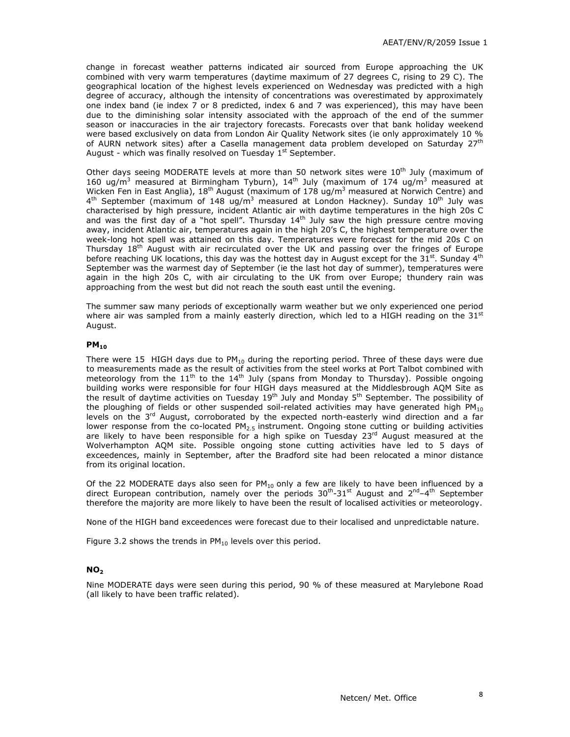change in forecast weather patterns indicated air sourced from Europe approaching the UK combined with very warm temperatures (daytime maximum of 27 degrees C, rising to 29 C). The geographical location of the highest levels experienced on Wednesday was predicted with a high degree of accuracy, although the intensity of concentrations was overestimated by approximately one index band (ie index 7 or 8 predicted, index 6 and 7 was experienced), this may have been due to the diminishing solar intensity associated with the approach of the end of the summer season or inaccuracies in the air trajectory forecasts. Forecasts over that bank holiday weekend were based exclusively on data from London Air Quality Network sites (ie only approximately 10 % of AURN network sites) after a Casella management data problem developed on Saturday 27th August - which was finally resolved on Tuesday 1st September.

Other days seeing MODERATE levels at more than 50 network sites were 10th July (maximum of 160 ug/m$^3$ measured at Birmingham Tyburn), 14th July (maximum of 174 ug/m$^3$ measured at Wicken Fen in East Anglia), 18th August (maximum of 178 ug/m$^3$ measured at Norwich Centre) and 4th September (maximum of 148 ug/m$^3$ measured at London Hackney). Sunday 10th July was characterised by high pressure, incident Atlantic air with daytime temperatures in the high 20s C and was the first day of a "hot spell". Thursday 14th July saw the high pressure centre moving away, incident Atlantic air, temperatures again in the high 20's C, the highest temperature over the week-long hot spell was attained on this day. Temperatures were forecast for the mid 20s C on Thursday 18th August with air recirculated over the UK and passing over the fringes of Europe before reaching UK locations, this day was the hottest day in August except for the 31st. Sunday 4th September was the warmest day of September (ie the last hot day of summer), temperatures were again in the high 20s C, with air circulating to the UK from over Europe; thundery rain was approaching from the west but did not reach the south east until the evening.

The summer saw many periods of exceptionally warm weather but we only experienced one period where air was sampled from a mainly easterly direction, which led to a HIGH reading on the 31st August.

### $PM_{10}$

There were 15 HIGH days due to $PM_{10}$ during the reporting period. Three of these days were due to measurements made as the result of activities from the steel works at Port Talbot combined with meteorology from the 11th to the 14th July (spans from Monday to Thursday). Possible ongoing building works were responsible for four HIGH days measured at the Middlesbrough AQM Site as the result of daytime activities on Tuesday 19th July and Monday 5th September. The possibility of the ploughing of fields or other suspended soil-related activities may have generated high $PM_{10}$ levels on the 3rd August, corroborated by the expected north-easterly wind direction and a far lower response from the co-located $PM_{2.5}$ instrument. Ongoing stone cutting or building activities are likely to have been responsible for a high spike on Tuesday 23rd August measured at the Wolverhampton AQM site. Possible ongoing stone cutting activities have led to 5 days of exceedences, mainly in September, after the Bradford site had been relocated a minor distance from its original location.

Of the 22 MODERATE days also seen for $PM_{10}$ only a few are likely to have been influenced by a direct European contribution, namely over the periods 30th-31st August and 2nd–4th September therefore the majority are more likely to have been the result of localised activities or meteorology.

None of the HIGH band exceedences were forecast due to their localised and unpredictable nature.

Figure 3.2 shows the trends in $PM_{10}$ levels over this period.

### $NO_2$

Nine MODERATE days were seen during this period, 90 % of these measured at Marylebone Road (all likely to have been traffic related).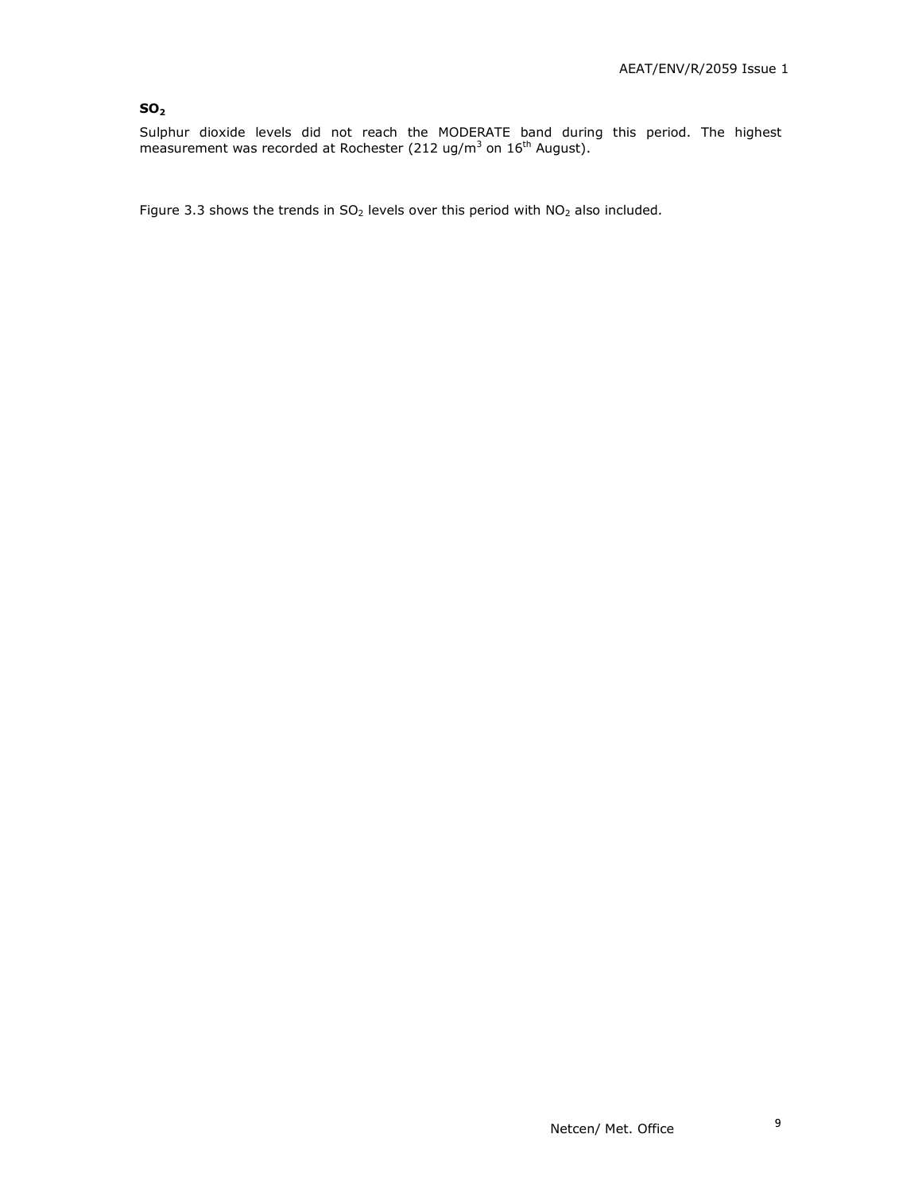### $SO_2$

Sulphur dioxide levels did not reach the MODERATE band during this period. The highest measurement was recorded at Rochester (212 ug/$m^3$ on $16^{th}$ August).

Figure 3.3 shows the trends in $SO_2$ levels over this period with $NO_2$ also included.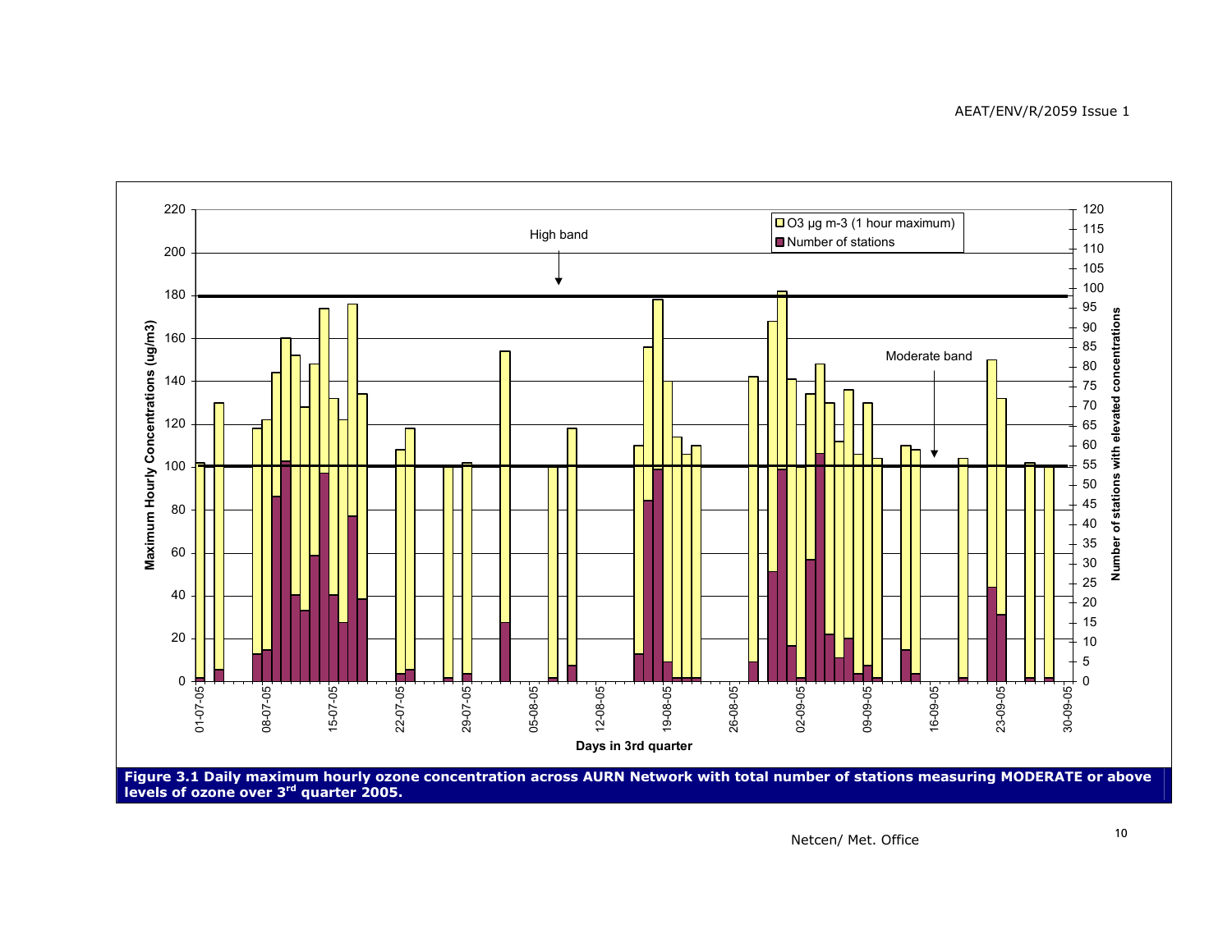Figure 3.1 Daily maximum hourly ozone concentration across AURN Network with total number of stations measuring MODERATE or above levels of ozone over 3rd quarter 2005.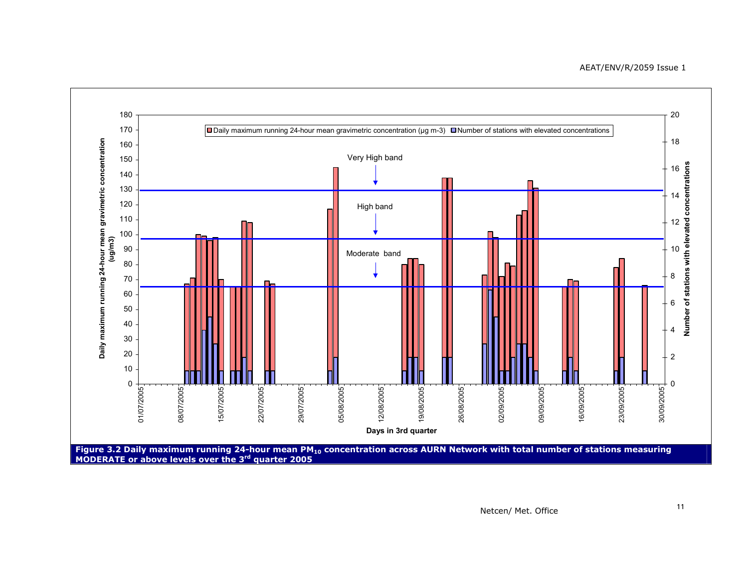Figure 3.2 Daily maximum running 24-hour mean $PM_{10}$ concentration across AURN Network with total number of stations measuring MODERATE or above levels over the 3rd quarter 2005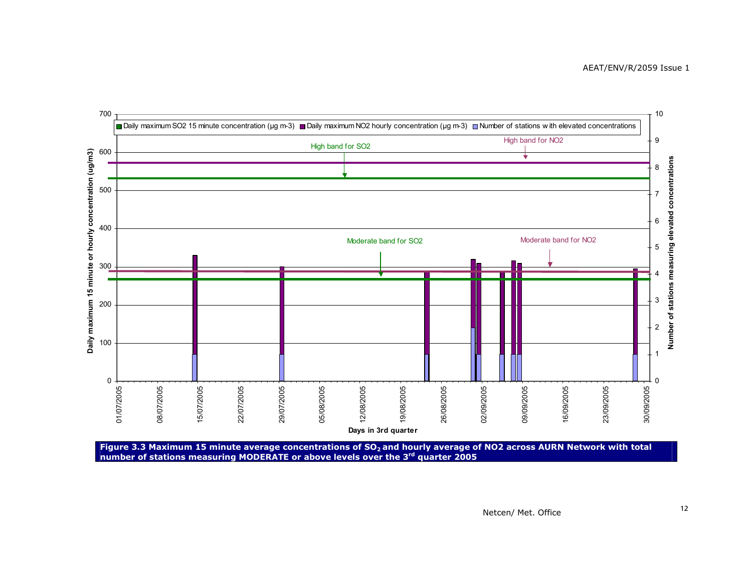Figure 3.3 Maximum 15 minute average concentrations of $SO_2$ and hourly average of NO2 across AURN Network with total number of stations measuring MODERATE or above levels over the 3[rd] quarter 2005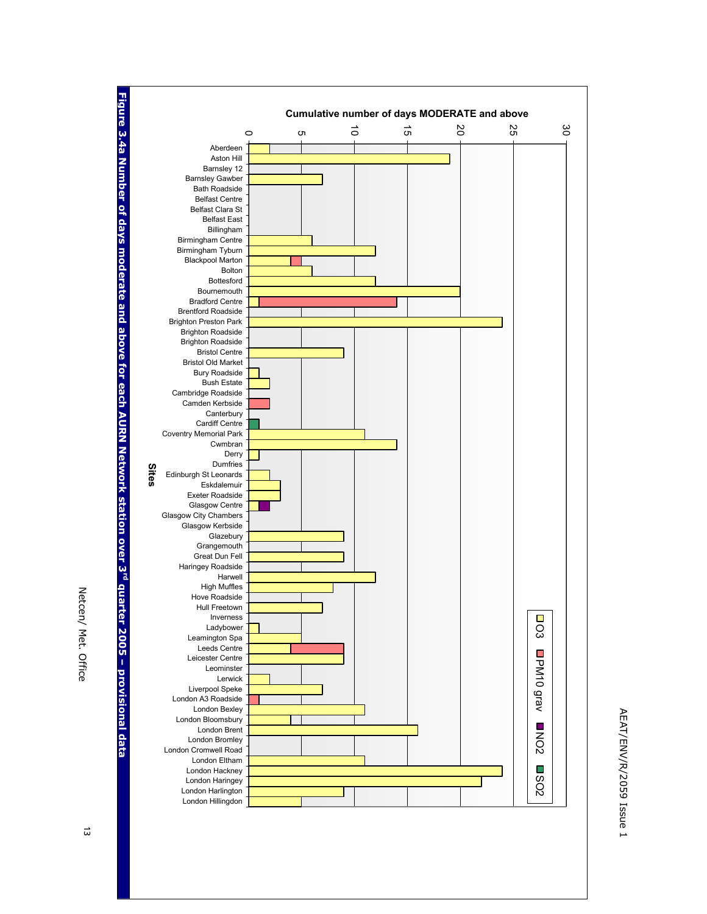**Figure 3.4a Number of days moderate and above for each AURN Network station over 3rd quarter 2005 – provisional data**

Cumulative number of days MODERATE and above

Legend: O3, PM10 grav, NO2, SO2

| Sites | O3 | PM10 grav | NO2 | SO2 |
|---|---|---|---|---|
| Aberdeen | 2 | | | |
| Aston Hill | 19 | | | |
| Barnsley 12 | | | | |
| Barnsley Gawber | 7 | | | |
| Bath Roadside | | | | |
| Belfast Centre | | | | |
| Belfast Clara St | | | | |
| Belfast East | | | | |
| Billingham | | | | |
| Birmingham Centre | 6 | | | |
| Birmingham Tyburn | 12 | | | |
| Blackpool Marton | 4 | 1 | | |
| Bolton | 6 | | | |
| Bottesford | 12 | | | |
| Bournemouth | 20 | | | |
| Bradford Centre | 1 | 13 | | |
| Brentford Roadside | | | | |
| Brighton Preston Park | 24 | | | |
| Brighton Roadside | | | | |
| Brighton Roadside | | | | |
| Bristol Centre | 9 | | | |
| Bristol Old Market | | | | |
| Bury Roadside | 1 | | | |
| Bush Estate | 2 | | | |
| Cambridge Roadside | | | | |
| Camden Kerbside | | 2 | | |
| Canterbury | | | | |
| Cardiff Centre | | | | 1 |
| Coventry Memorial Park | 11 | | | |
| Cwmbran | 14 | | | |
| Derry | 1 | | | |
| Dumfries | | | | |
| Edinburgh St Leonards | 2 | | | |
| Eskdalemuir | 3 | | | |
| Exeter Roadside | 3 | | | |
| Glasgow Centre | 1 | | 1 | |
| Glasgow City Chambers | | | | |
| Glasgow Kerbside | | | | |
| Glazebury | 9 | | | |
| Grangemouth | | | | |
| Great Dun Fell | 9 | | | |
| Haringey Roadside | | | | |
| Harwell | 12 | | | |
| High Muffles | 8 | | | |
| Hove Roadside | | | | |
| Hull Freetown | 7 | | | |
| Inverness | | | | |
| Ladybower | 1 | | | |
| Leamington Spa | 5 | | | |
| Leeds Centre | 4 | 5 | | |
| Leicester Centre | 9 | | | |
| Leominster | | | | |
| Lerwick | 2 | | | |
| Liverpool Speke | 7 | | | |
| London A3 Roadside | | 1 | | |
| London Bexley | 11 | | | |
| London Bloomsbury | 4 | | | |
| London Brent | 16 | | | |
| London Bromley | | | | |
| London Cromwell Road | | | | |
| London Eltham | 11 | | | |
| London Hackney | 24 | | | |
| London Haringey | 22 | | | |
| London Harlington | 9 | | | |
| London Hillingdon | 5 | | | |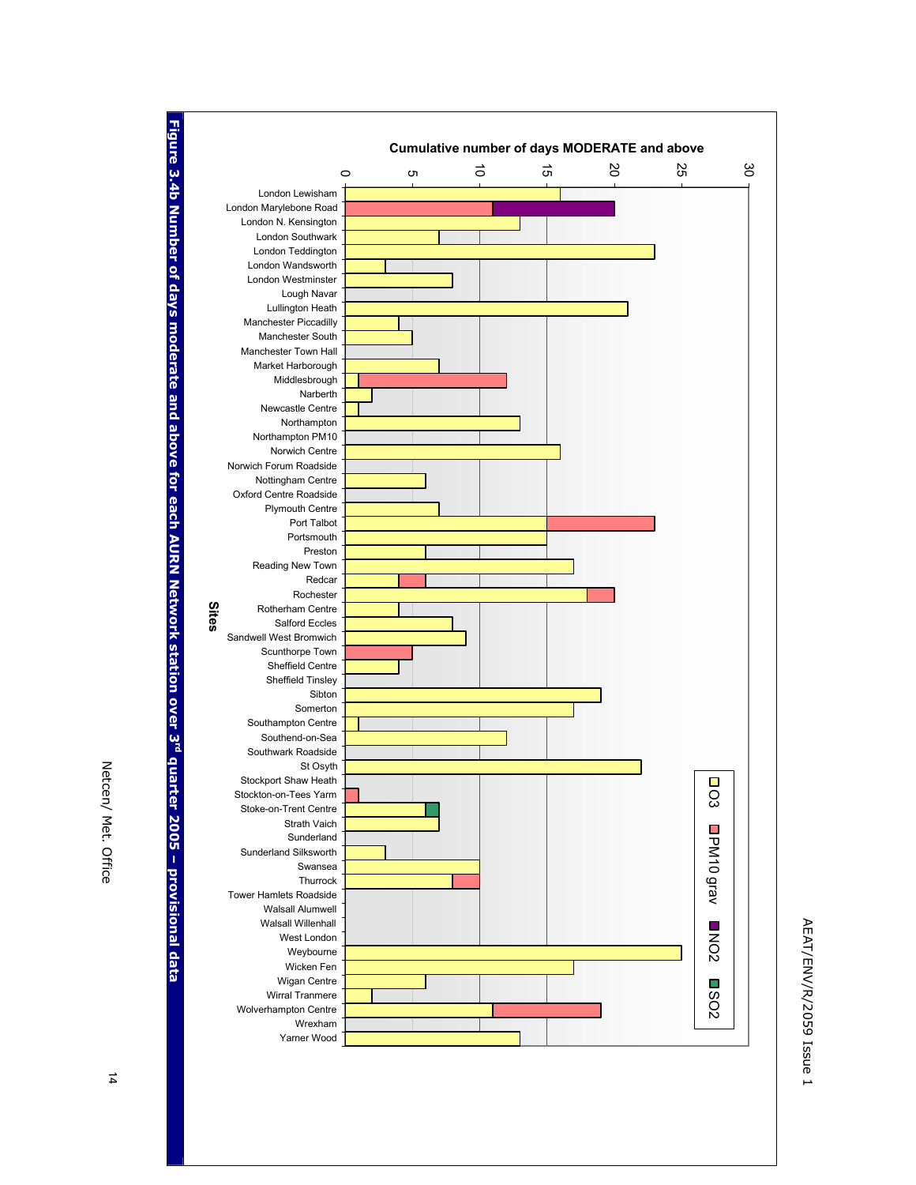**Cumulative number of days MODERATE and above**

| Sites | O3 | PM10 grav | NO2 | SO2 |
|---|---|---|---|---|
| London Lewisham | 16 | | | |
| London Marylebone Road | | 11 | 9 | |
| London N. Kensington | 13 | | | |
| London Southwark | 7 | | | |
| London Teddington | 23 | | | |
| London Wandsworth | 3 | | | |
| London Westminster | 8 | | | |
| Lough Navar | | | | |
| Lullington Heath | 21 | | | |
| Manchester Piccadilly | 4 | | | |
| Manchester South | 5 | | | |
| Manchester Town Hall | | | | |
| Market Harborough | 7 | | | |
| Middlesbrough | 1 | 11 | | |
| Narberth | 2 | | | |
| Newcastle Centre | 1 | | | |
| Northampton | 13 | | | |
| Northampton PM10 | | | | |
| Norwich Centre | 16 | | | |
| Norwich Forum Roadside | | | | |
| Nottingham Centre | 6 | | | |
| Oxford Centre Roadside | | | | |
| Plymouth Centre | 7 | | | |
| Port Talbot | 15 | 8 | | |
| Portsmouth | 15 | | | |
| Preston | 6 | | | |
| Reading New Town | 17 | | | |
| Redcar | 4 | 2 | | |
| Rochester | 18 | 2 | | |
| Rotherham Centre | 4 | | | |
| Salford Eccles | 8 | | | |
| Sandwell West Bromwich | 9 | | | |
| Scunthorpe Town | | 5 | | |
| Sheffield Centre | 4 | | | |
| Sheffield Tinsley | | | | |
| Sibton | 19 | | | |
| Somerton | 17 | | | |
| Southampton Centre | 1 | | | |
| Southend-on-Sea | 12 | | | |
| Southwark Roadside | | | | |
| St Osyth | 22 | | | |
| Stockport Shaw Heath | | | | |
| Stockton-on-Tees Yarm | | 1 | | |
| Stoke-on-Trent Centre | 6 | | | 1 |
| Strath Vaich | 7 | | | |
| Sunderland | | | | |
| Sunderland Silksworth | 3 | | | |
| Swansea | 10 | | | |
| Thurrock | 8 | 2 | | |
| Tower Hamlets Roadside | | | | |
| Walsall Alumwell | | | | |
| Walsall Willenhall | | | | |
| West London | | | | |
| Weybourne | 25 | | | |
| Wicken Fen | 17 | | | |
| Wigan Centre | 6 | | | |
| Wirral Tranmere | 2 | | | |
| Wolverhampton Centre | 11 | 8 | | |
| Wrexham | | | | |
| Yarner Wood | 13 | | | |

**Figure 3.4b Number of days moderate and above for each AURN Network station over 3rd quarter 2005 – provisional data**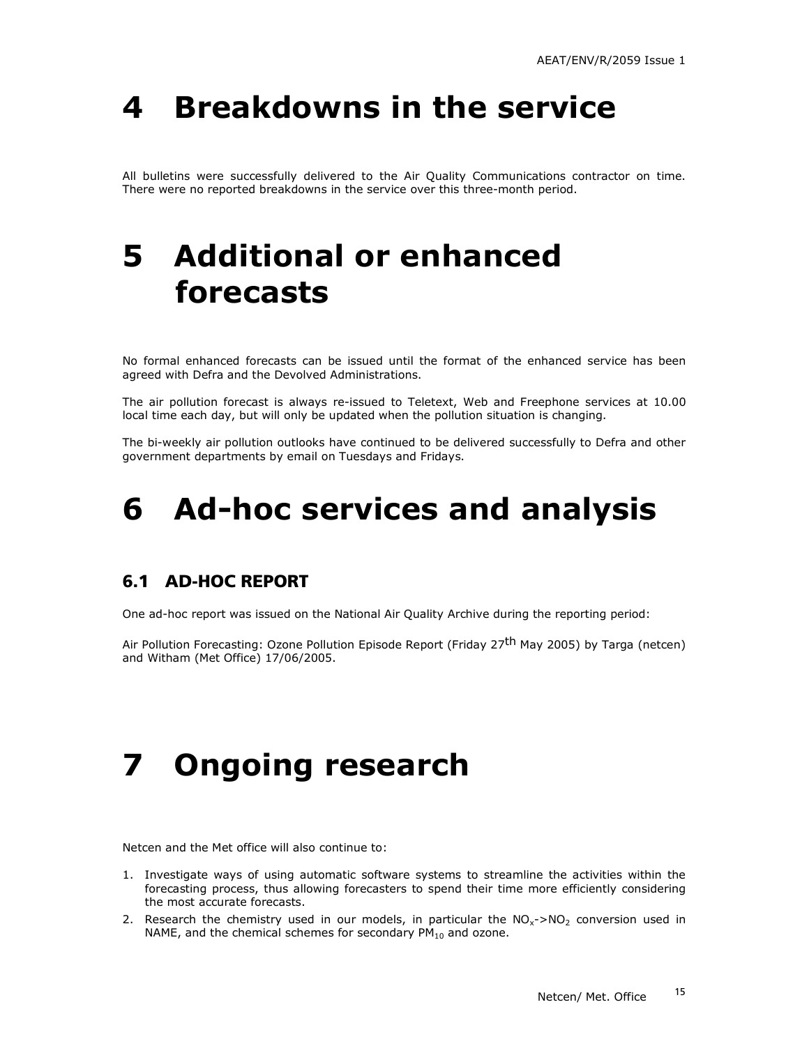# 4 Breakdowns in the service

All bulletins were successfully delivered to the Air Quality Communications contractor on time. There were no reported breakdowns in the service over this three-month period.

# 5 Additional or enhanced forecasts

No formal enhanced forecasts can be issued until the format of the enhanced service has been agreed with Defra and the Devolved Administrations.

The air pollution forecast is always re-issued to Teletext, Web and Freephone services at 10.00 local time each day, but will only be updated when the pollution situation is changing.

The bi-weekly air pollution outlooks have continued to be delivered successfully to Defra and other government departments by email on Tuesdays and Fridays.

# 6 Ad-hoc services and analysis

## 6.1 AD-HOC REPORT

One ad-hoc report was issued on the National Air Quality Archive during the reporting period:

Air Pollution Forecasting: Ozone Pollution Episode Report (Friday 27th May 2005) by Targa (netcen) and Witham (Met Office) 17/06/2005.

# 7 Ongoing research

Netcen and the Met office will also continue to:

1. Investigate ways of using automatic software systems to streamline the activities within the forecasting process, thus allowing forecasters to spend their time more efficiently considering the most accurate forecasts.
2. Research the chemistry used in our models, in particular the $NO_x$->$NO_2$ conversion used in NAME, and the chemical schemes for secondary $PM_{10}$ and ozone.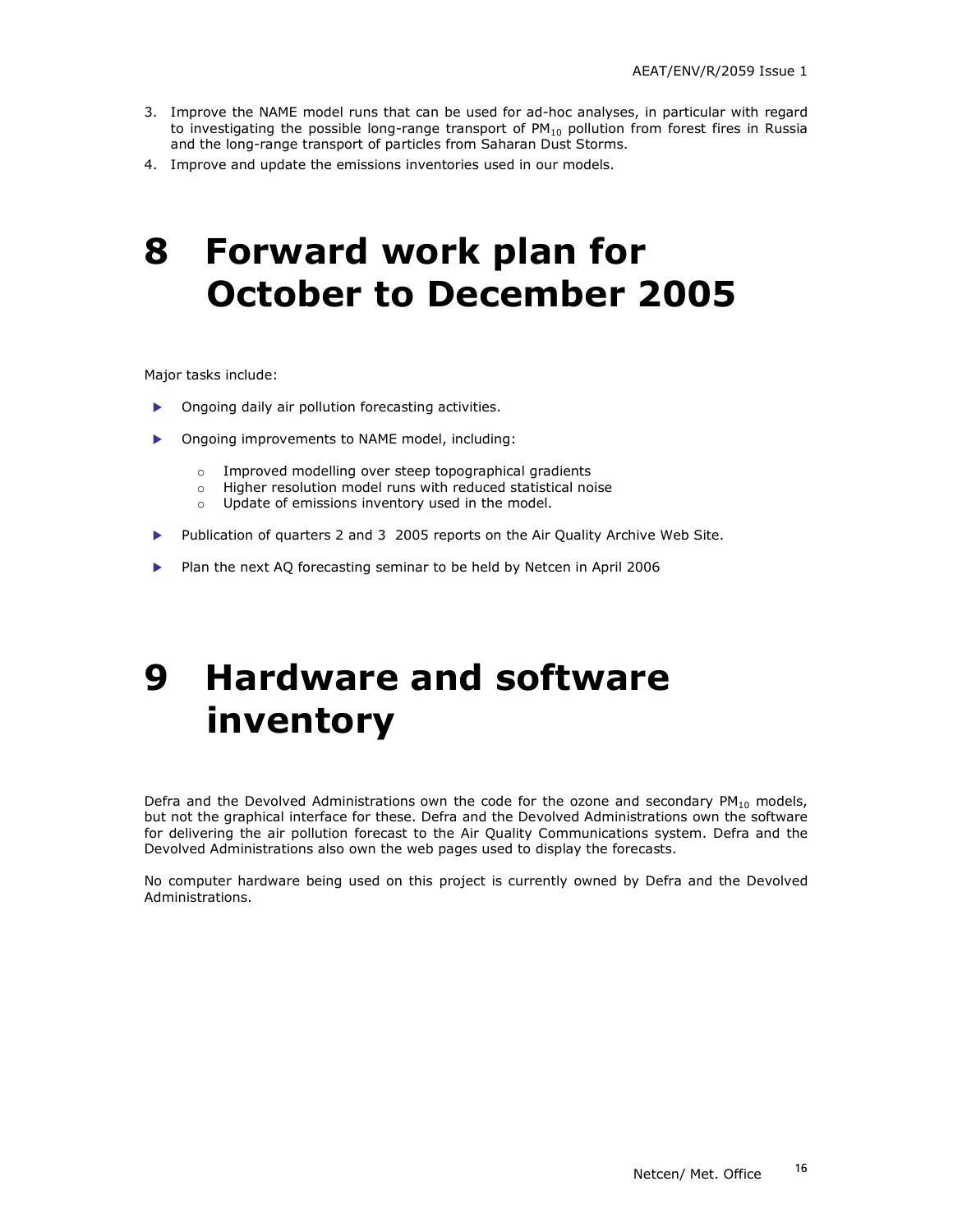3. Improve the NAME model runs that can be used for ad-hoc analyses, in particular with regard to investigating the possible long-range transport of $PM_{10}$ pollution from forest fires in Russia and the long-range transport of particles from Saharan Dust Storms.
4. Improve and update the emissions inventories used in our models.

# 8 Forward work plan for October to December 2005

Major tasks include:

- Ongoing daily air pollution forecasting activities.
- Ongoing improvements to NAME model, including:
  - Improved modelling over steep topographical gradients
  - Higher resolution model runs with reduced statistical noise
  - Update of emissions inventory used in the model.
- Publication of quarters 2 and 3 2005 reports on the Air Quality Archive Web Site.
- Plan the next AQ forecasting seminar to be held by Netcen in April 2006

# 9 Hardware and software inventory

Defra and the Devolved Administrations own the code for the ozone and secondary $PM_{10}$ models, but not the graphical interface for these. Defra and the Devolved Administrations own the software for delivering the air pollution forecast to the Air Quality Communications system. Defra and the Devolved Administrations also own the web pages used to display the forecasts.

No computer hardware being used on this project is currently owned by Defra and the Devolved Administrations.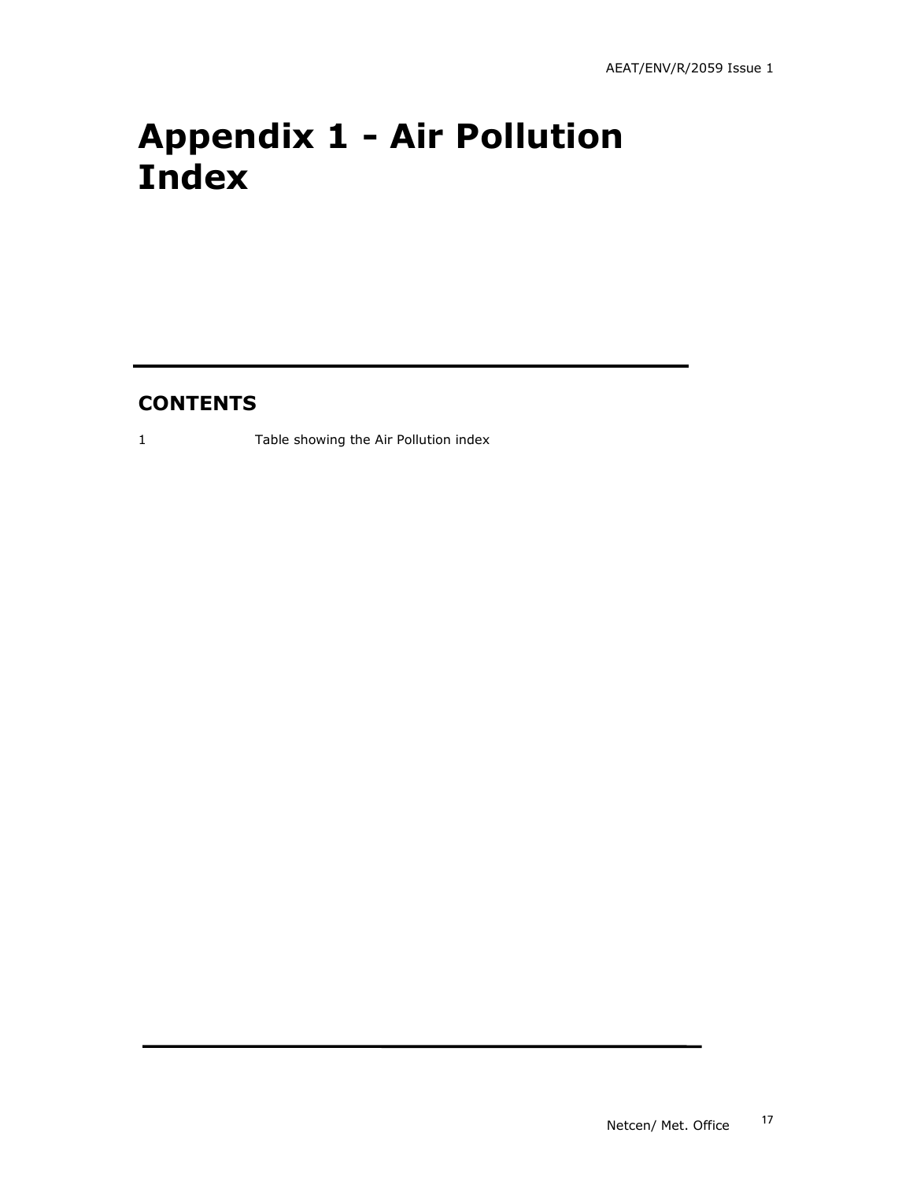# Appendix 1 - Air Pollution Index

## CONTENTS

1 Table showing the Air Pollution index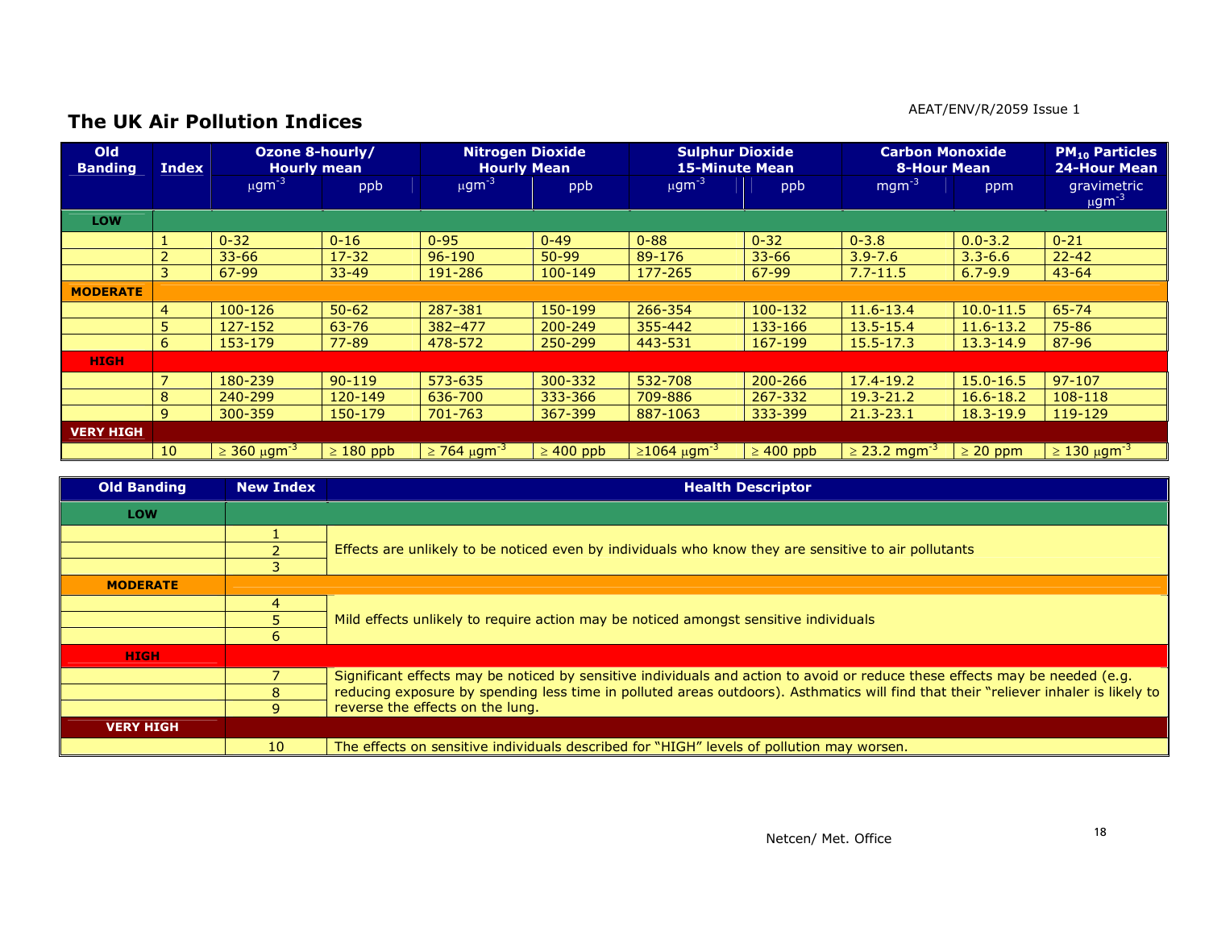## The UK Air Pollution Indices

| Old Banding | Index | Ozone 8-hourly/ Hourly mean | | Nitrogen Dioxide Hourly Mean | | Sulphur Dioxide 15-Minute Mean | | Carbon Monoxide 8-Hour Mean | | $PM_{10}$ Particles 24-Hour Mean |
|---|---|---|---|---|---|---|---|---|---|---|
| | | $\mu gm^{-3}$ | ppb | $\mu gm^{-3}$ | ppb | $\mu gm^{-3}$ | ppb | $mgm^{-3}$ | ppm | gravimetric $\mu gm^{-3}$ |
| **LOW** | | | | | | | | | | |
| | 1 | 0-32 | 0-16 | 0-95 | 0-49 | 0-88 | 0-32 | 0-3.8 | 0.0-3.2 | 0-21 |
| | 2 | 33-66 | 17-32 | 96-190 | 50-99 | 89-176 | 33-66 | 3.9-7.6 | 3.3-6.6 | 22-42 |
| | 3 | 67-99 | 33-49 | 191-286 | 100-149 | 177-265 | 67-99 | 7.7-11.5 | 6.7-9.9 | 43-64 |
| **MODERATE** | | | | | | | | | | |
| | 4 | 100-126 | 50-62 | 287-381 | 150-199 | 266-354 | 100-132 | 11.6-13.4 | 10.0-11.5 | 65-74 |
| | 5 | 127-152 | 63-76 | 382–477 | 200-249 | 355-442 | 133-166 | 13.5-15.4 | 11.6-13.2 | 75-86 |
| | 6 | 153-179 | 77-89 | 478-572 | 250-299 | 443-531 | 167-199 | 15.5-17.3 | 13.3-14.9 | 87-96 |
| **HIGH** | | | | | | | | | | |
| | 7 | 180-239 | 90-119 | 573-635 | 300-332 | 532-708 | 200-266 | 17.4-19.2 | 15.0-16.5 | 97-107 |
| | 8 | 240-299 | 120-149 | 636-700 | 333-366 | 709-886 | 267-332 | 19.3-21.2 | 16.6-18.2 | 108-118 |
| | 9 | 300-359 | 150-179 | 701-763 | 367-399 | 887-1063 | 333-399 | 21.3-23.1 | 18.3-19.9 | 119-129 |
| **VERY HIGH** | | | | | | | | | | |
| | 10 | ≥ 360 $\mu gm^{-3}$ | ≥ 180 ppb | ≥ 764 $\mu gm^{-3}$ | ≥ 400 ppb | ≥1064 $\mu gm^{-3}$ | ≥ 400 ppb | ≥ 23.2 $mgm^{-3}$ | ≥ 20 ppm | ≥ 130 $\mu gm^{-3}$ |

| Old Banding | New Index | Health Descriptor |
|---|---|---|
| **LOW** | | |
| | 1 | Effects are unlikely to be noticed even by individuals who know they are sensitive to air pollutants |
| | 2 | |
| | 3 | |
| **MODERATE** | | |
| | 4 | Mild effects unlikely to require action may be noticed amongst sensitive individuals |
| | 5 | |
| | 6 | |
| **HIGH** | | |
| | 7 | Significant effects may be noticed by sensitive individuals and action to avoid or reduce these effects may be needed (e.g. reducing exposure by spending less time in polluted areas outdoors). Asthmatics will find that their "reliever inhaler is likely to reverse the effects on the lung. |
| | 8 | |
| | 9 | |
| **VERY HIGH** | | |
| | 10 | The effects on sensitive individuals described for "HIGH" levels of pollution may worsen. |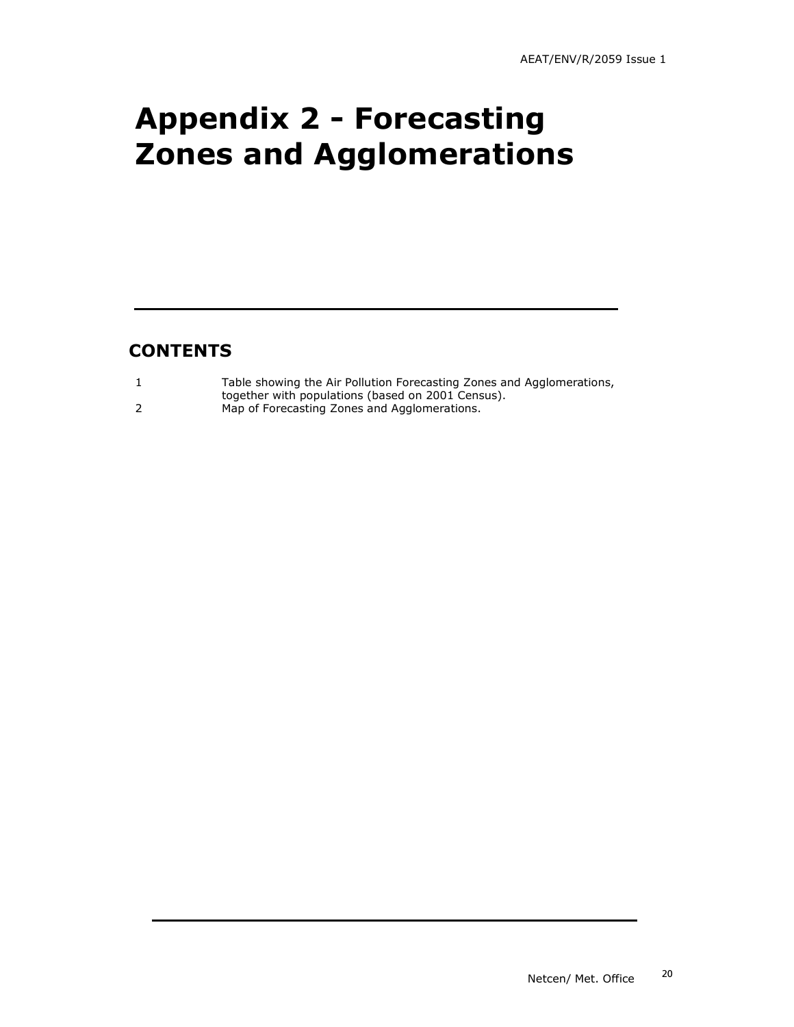# Appendix 2 - Forecasting Zones and Agglomerations

## CONTENTS

| | |
|---|---|
| 1 | Table showing the Air Pollution Forecasting Zones and Agglomerations, together with populations (based on 2001 Census). |
| 2 | Map of Forecasting Zones and Agglomerations. |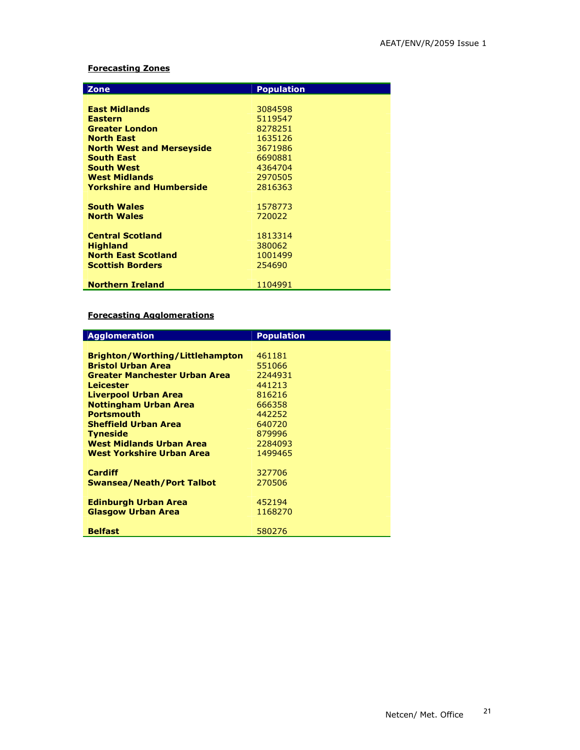**Forecasting Zones**

| Zone | Population |
|---|---|
| **East Midlands** | 3084598 |
| **Eastern** | 5119547 |
| **Greater London** | 8278251 |
| **North East** | 1635126 |
| **North West and Merseyside** | 3671986 |
| **South East** | 6690881 |
| **South West** | 4364704 |
| **West Midlands** | 2970505 |
| **Yorkshire and Humberside** | 2816363 |
| **South Wales** | 1578773 |
| **North Wales** | 720022 |
| **Central Scotland** | 1813314 |
| **Highland** | 380062 |
| **North East Scotland** | 1001499 |
| **Scottish Borders** | 254690 |
| **Northern Ireland** | 1104991 |

**Forecasting Agglomerations**

| Agglomeration | Population |
|---|---|
| **Brighton/Worthing/Littlehampton** | 461181 |
| **Bristol Urban Area** | 551066 |
| **Greater Manchester Urban Area** | 2244931 |
| **Leicester** | 441213 |
| **Liverpool Urban Area** | 816216 |
| **Nottingham Urban Area** | 666358 |
| **Portsmouth** | 442252 |
| **Sheffield Urban Area** | 640720 |
| **Tyneside** | 879996 |
| **West Midlands Urban Area** | 2284093 |
| **West Yorkshire Urban Area** | 1499465 |
| **Cardiff** | 327706 |
| **Swansea/Neath/Port Talbot** | 270506 |
| **Edinburgh Urban Area** | 452194 |
| **Glasgow Urban Area** | 1168270 |
| **Belfast** | 580276 |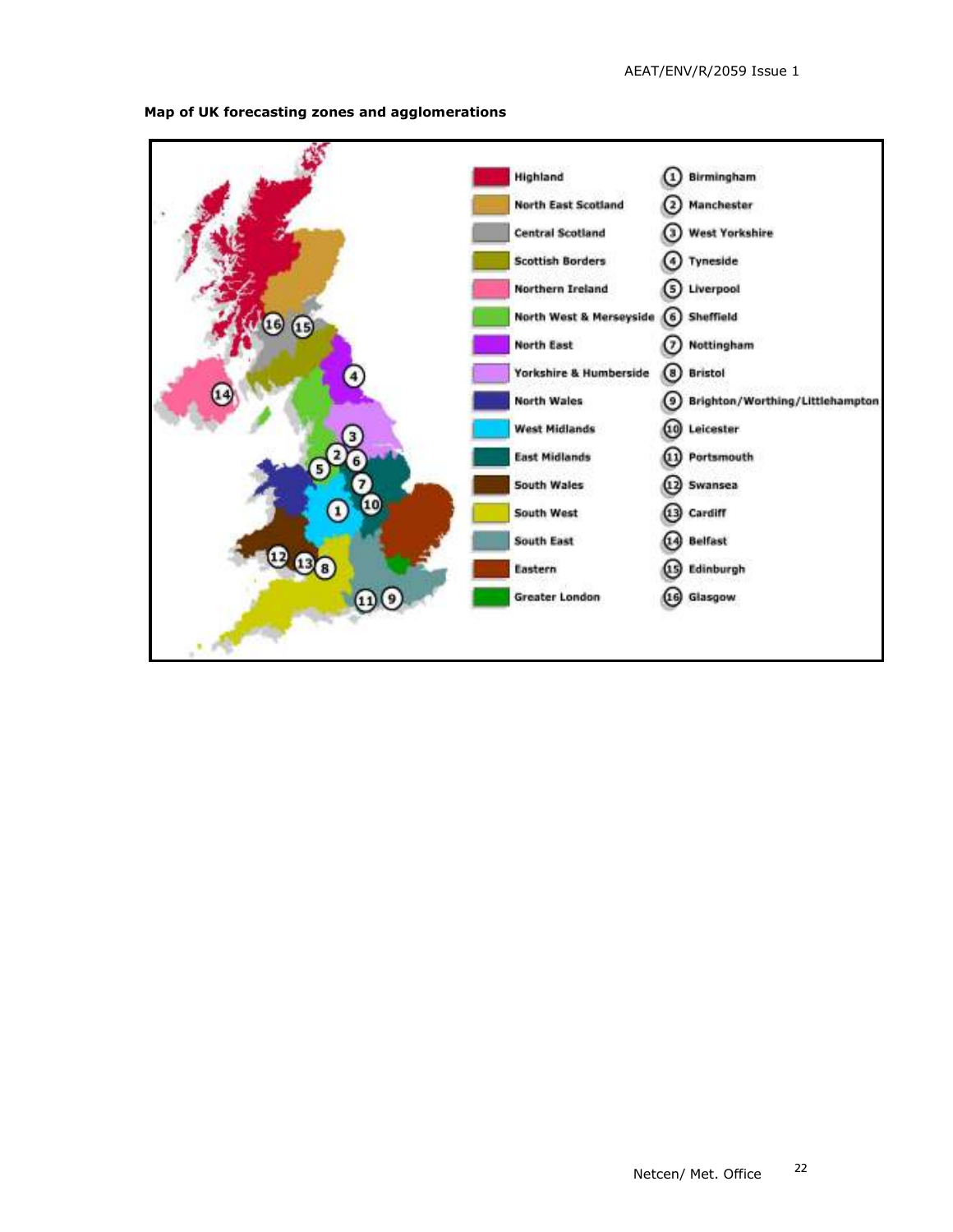**Map of UK forecasting zones and agglomerations**

| Zone | Agglomeration |
| --- | --- |
| Highland | (1) Birmingham |
| North East Scotland | (2) Manchester |
| Central Scotland | (3) West Yorkshire |
| Scottish Borders | (4) Tyneside |
| Northern Ireland | (5) Liverpool |
| North West & Merseyside | (6) Sheffield |
| North East | (7) Nottingham |
| Yorkshire & Humberside | (8) Bristol |
| North Wales | (9) Brighton/Worthing/Littlehampton |
| West Midlands | (10) Leicester |
| East Midlands | (11) Portsmouth |
| South Wales | (12) Swansea |
| South West | (13) Cardiff |
| South East | (14) Belfast |
| Eastern | (15) Edinburgh |
| Greater London | (16) Glasgow |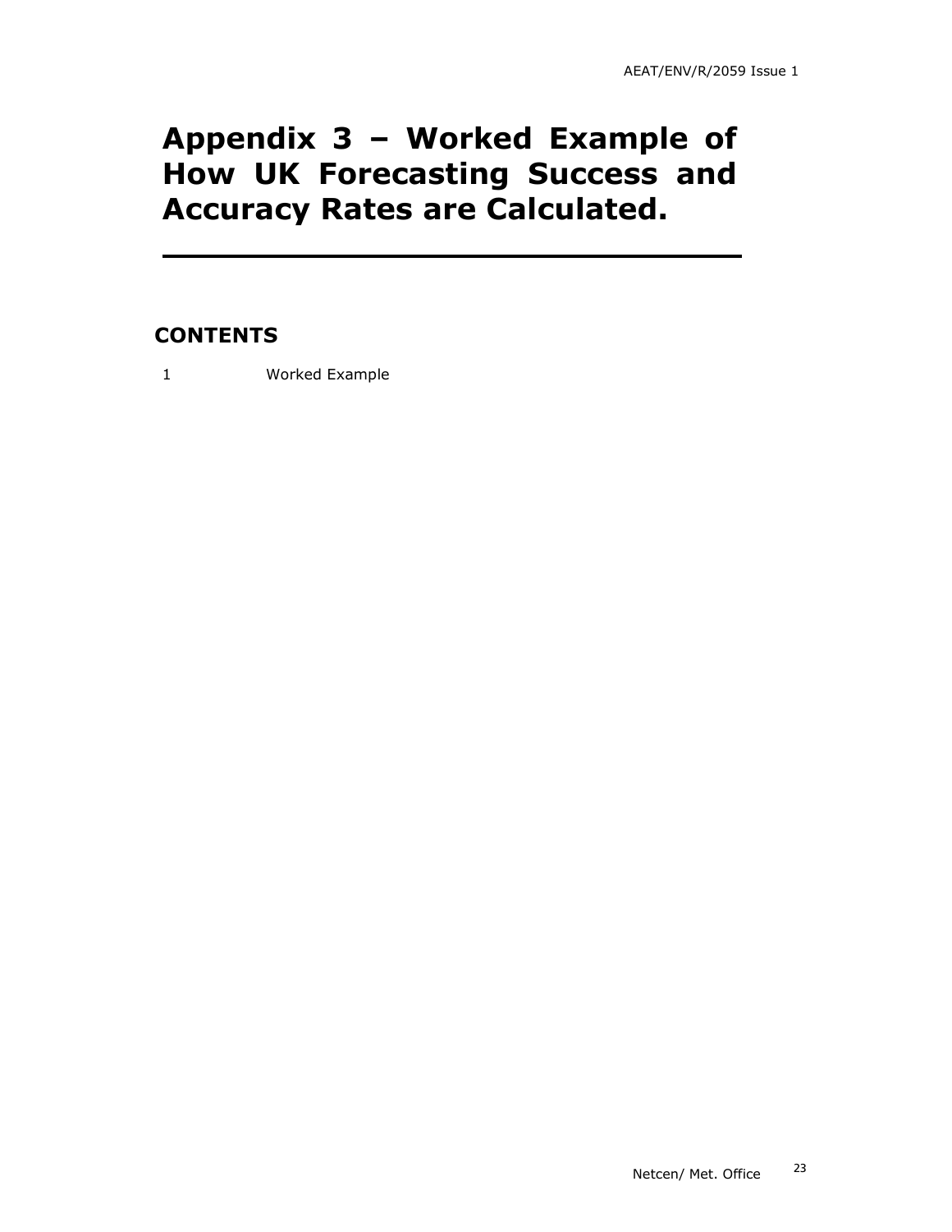# Appendix 3 – Worked Example of How UK Forecasting Success and Accuracy Rates are Calculated.

## CONTENTS

1 Worked Example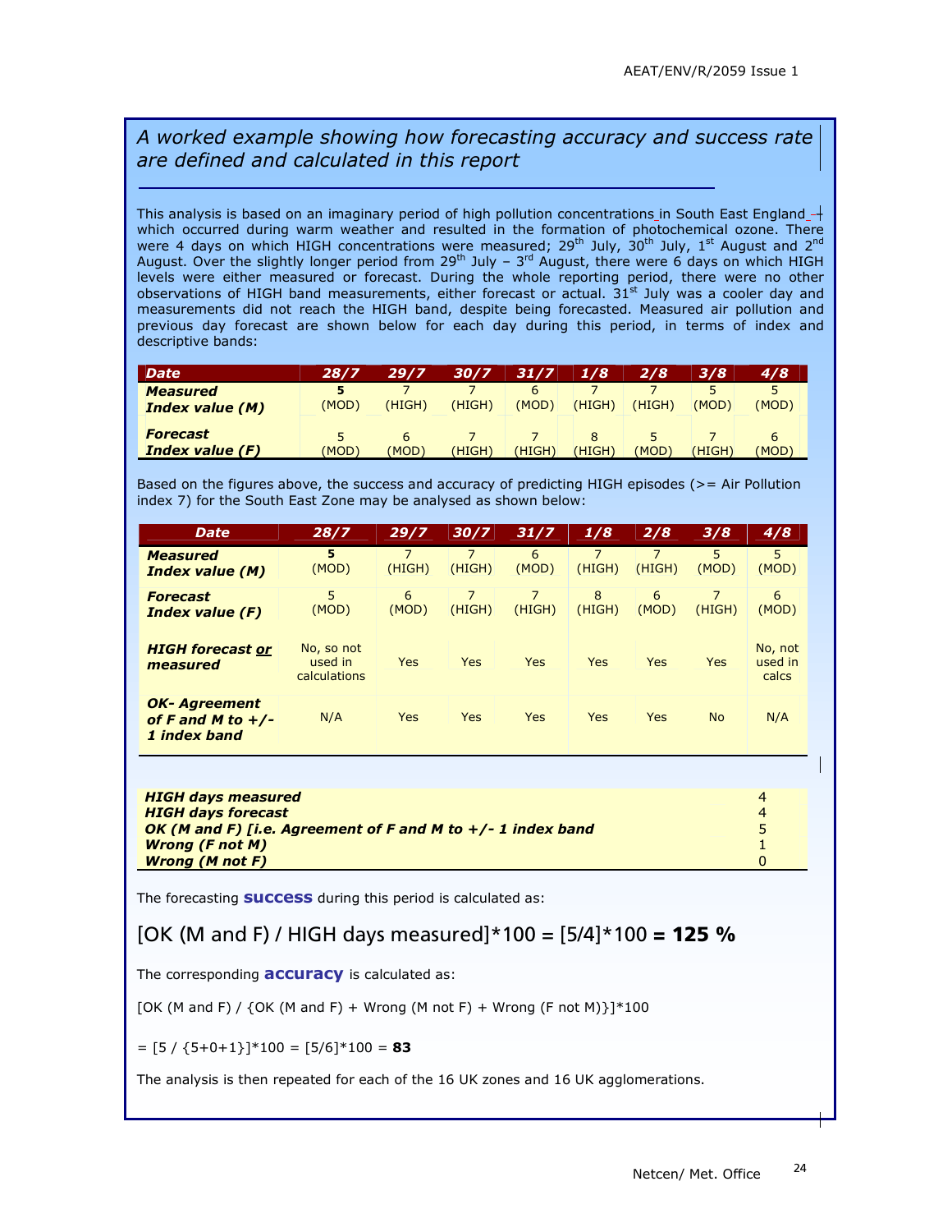*A worked example showing how forecasting accuracy and success rate are defined and calculated in this report*

This analysis is based on an imaginary period of high pollution concentrations in South East England – which occurred during warm weather and resulted in the formation of photochemical ozone. There were 4 days on which HIGH concentrations were measured; 29th July, 30th July, 1st August and 2nd August. Over the slightly longer period from 29th July – 3rd August, there were 6 days on which HIGH levels were either measured or forecast. During the whole reporting period, there were no other observations of HIGH band measurements, either forecast or actual. 31st July was a cooler day and measurements did not reach the HIGH band, despite being forecasted. Measured air pollution and previous day forecast are shown below for each day during this period, in terms of index and descriptive bands:

| *Date* | *28/7* | *29/7* | *30/7* | *31/7* | *1/8* | *2/8* | *3/8* | *4/8* |
|---|---|---|---|---|---|---|---|---|
| ***Measured Index value (M)*** | **5** (MOD) | 7 (HIGH) | 7 (HIGH) | 6 (MOD) | 7 (HIGH) | 7 (HIGH) | 5 (MOD) | 5 (MOD) |
| ***Forecast Index value (F)*** | 5 (MOD) | 6 (MOD) | 7 (HIGH) | 7 (HIGH) | 8 (HIGH) | 5 (MOD) | 7 (HIGH) | 6 (MOD) |

Based on the figures above, the success and accuracy of predicting HIGH episodes (>= Air Pollution index 7) for the South East Zone may be analysed as shown below:

| *Date* | *28/7* | *29/7* | *30/7* | *31/7* | *1/8* | *2/8* | *3/8* | *4/8* |
|---|---|---|---|---|---|---|---|---|
| ***Measured Index value (M)*** | **5** (MOD) | 7 (HIGH) | 7 (HIGH) | 6 (MOD) | 7 (HIGH) | 7 (HIGH) | 5 (MOD) | 5 (MOD) |
| ***Forecast Index value (F)*** | 5 (MOD) | 6 (MOD) | 7 (HIGH) | 7 (HIGH) | 8 (HIGH) | 6 (MOD) | 7 (HIGH) | 6 (MOD) |
| ***HIGH forecast or measured*** | No, so not used in calculations | Yes | Yes | Yes | Yes | Yes | Yes | No, not used in calcs |
| ***OK- Agreement of F and M to +/- 1 index band*** | N/A | Yes | Yes | Yes | Yes | Yes | No | N/A |

| | |
|---|---|
| ***HIGH days measured*** | 4 |
| ***HIGH days forecast*** | 4 |
| ***OK (M and F) [i.e. Agreement of F and M to +/- 1 index band*** | 5 |
| ***Wrong (F not M)*** | 1 |
| ***Wrong (M not F)*** | 0 |

The forecasting **success** during this period is calculated as:

[OK (M and F) / HIGH days measured]*100 = [5/4]*100 **= 125 %**

The corresponding **accuracy** is calculated as:

[OK (M and F) / {OK (M and F) + Wrong (M not F) + Wrong (F not M)}]*100

= [5 / {5+0+1}]*100 = [5/6]*100 = **83**

The analysis is then repeated for each of the 16 UK zones and 16 UK agglomerations.